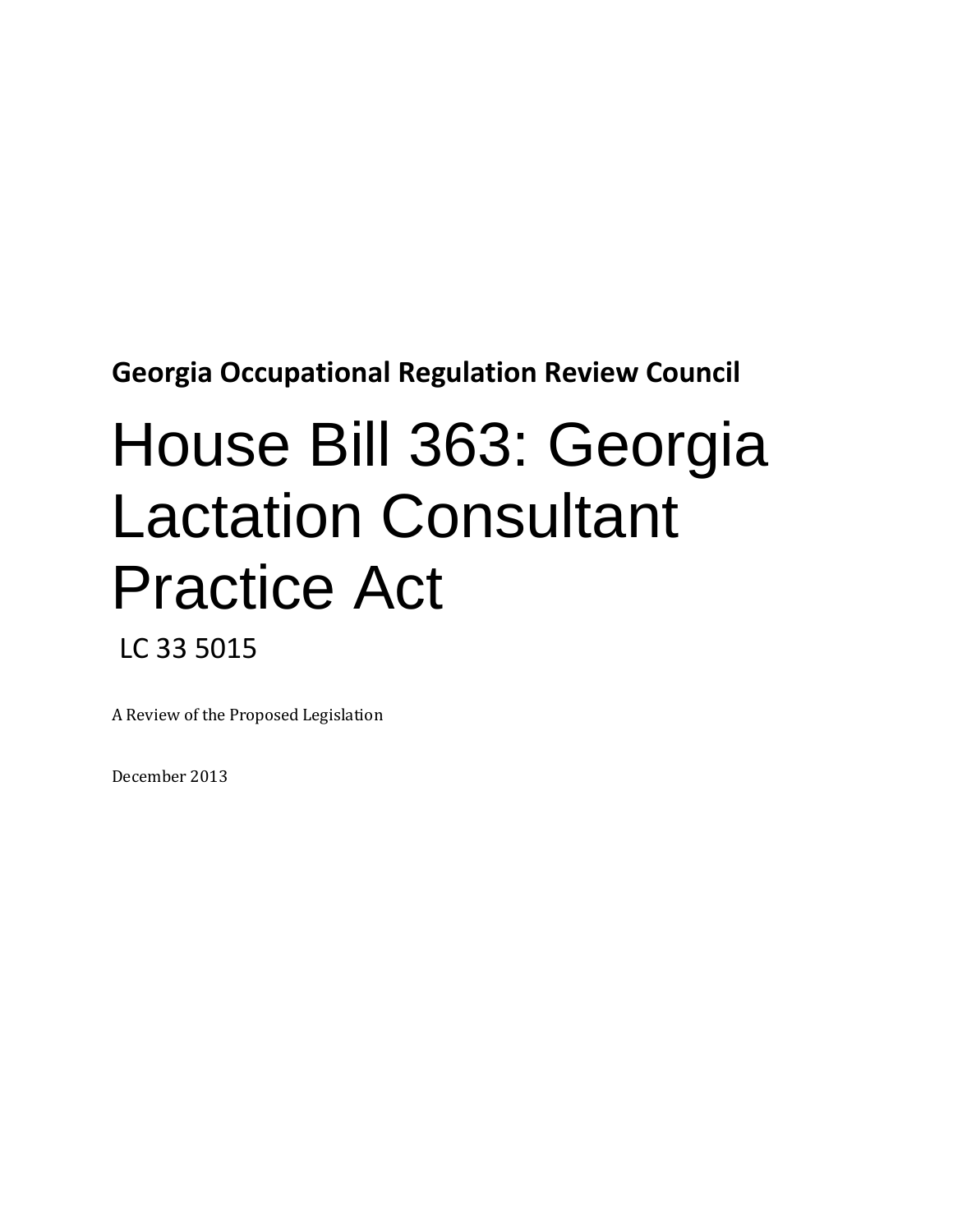**Georgia Occupational Regulation Review Council**

# House Bill 363: Georgia Lactation Consultant Practice Act

LC 33 5015

A Review of the Proposed Legislation

December 2013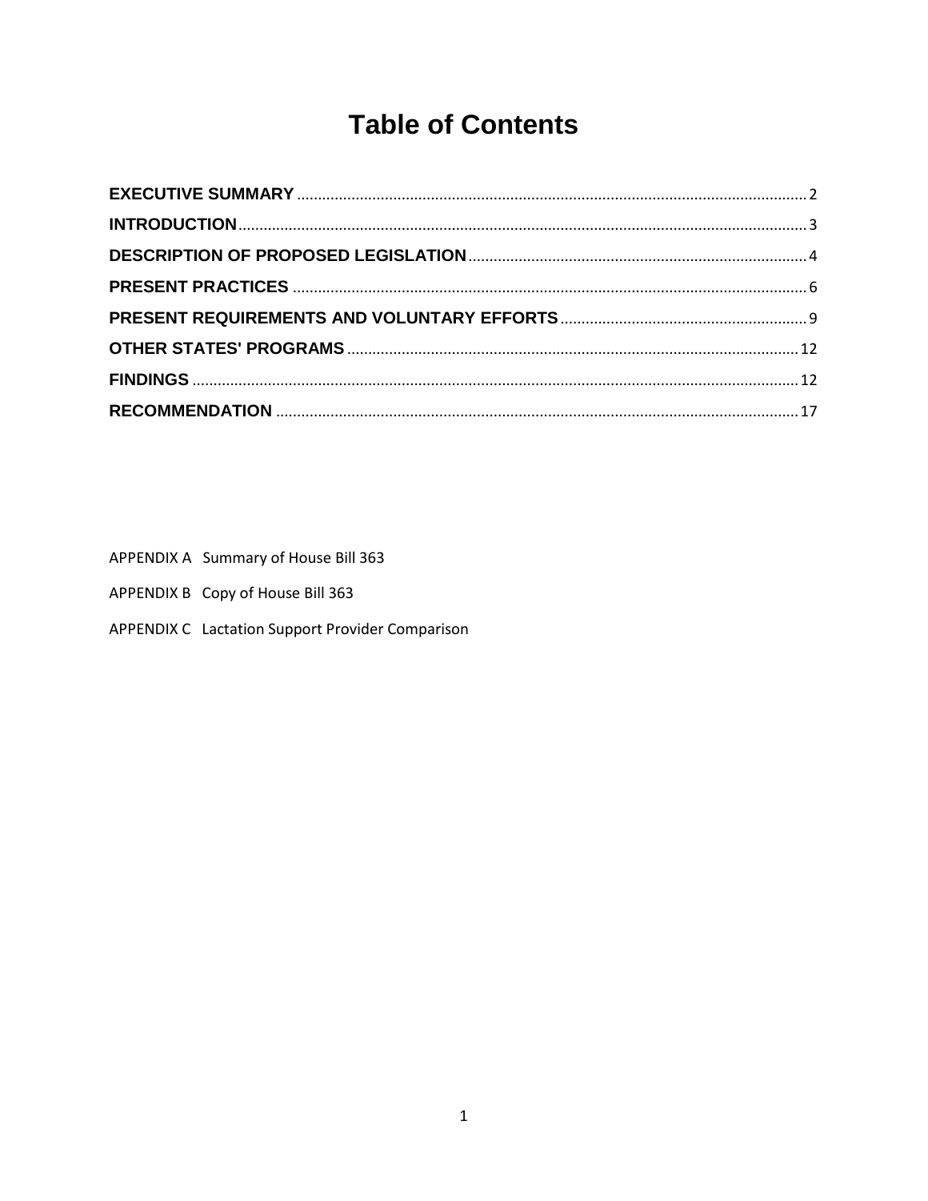# Table of Contents

**EXECUTIVE SUMMARY** .......... 2

**INTRODUCTION** .......... 3

**DESCRIPTION OF PROPOSED LEGISLATION** .......... 4

**PRESENT PRACTICES** .......... 6

**PRESENT REQUIREMENTS AND VOLUNTARY EFFORTS** .......... 9

**OTHER STATES' PROGRAMS** .......... 12

**FINDINGS** .......... 12

**RECOMMENDATION** .......... 17

APPENDIX A Summary of House Bill 363

APPENDIX B Copy of House Bill 363

APPENDIX C Lactation Support Provider Comparison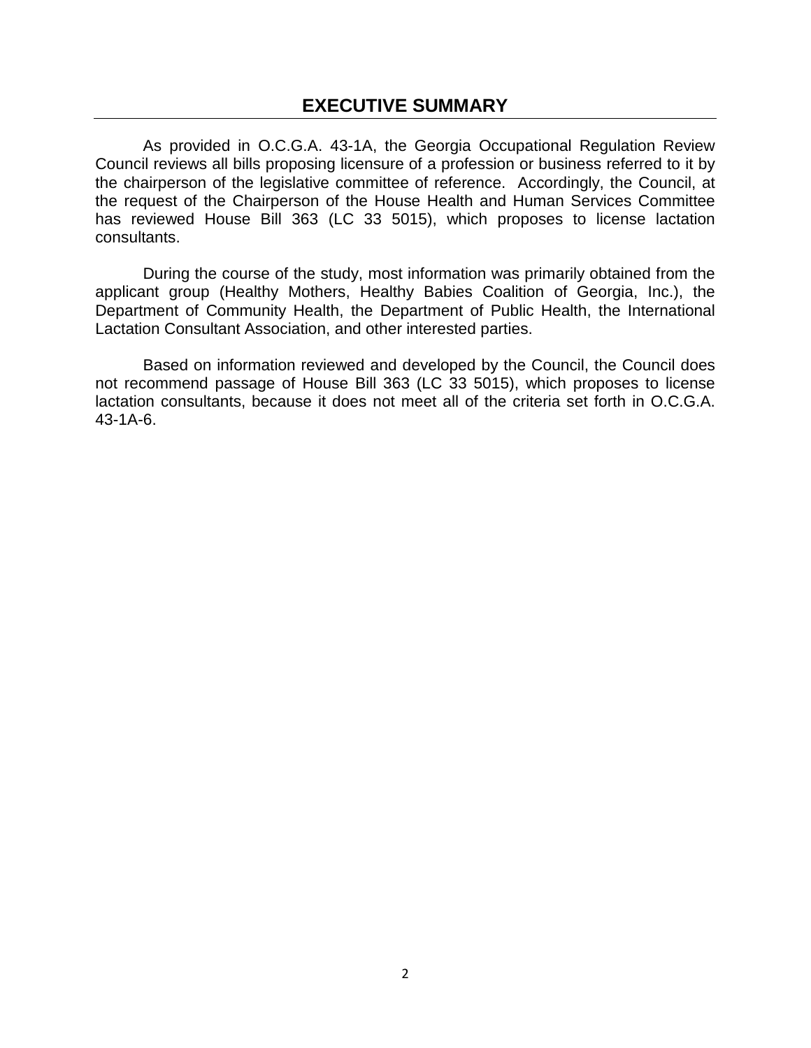# EXECUTIVE SUMMARY

As provided in O.C.G.A. 43-1A, the Georgia Occupational Regulation Review Council reviews all bills proposing licensure of a profession or business referred to it by the chairperson of the legislative committee of reference. Accordingly, the Council, at the request of the Chairperson of the House Health and Human Services Committee has reviewed House Bill 363 (LC 33 5015), which proposes to license lactation consultants.

During the course of the study, most information was primarily obtained from the applicant group (Healthy Mothers, Healthy Babies Coalition of Georgia, Inc.), the Department of Community Health, the Department of Public Health, the International Lactation Consultant Association, and other interested parties.

Based on information reviewed and developed by the Council, the Council does not recommend passage of House Bill 363 (LC 33 5015), which proposes to license lactation consultants, because it does not meet all of the criteria set forth in O.C.G.A. 43-1A-6.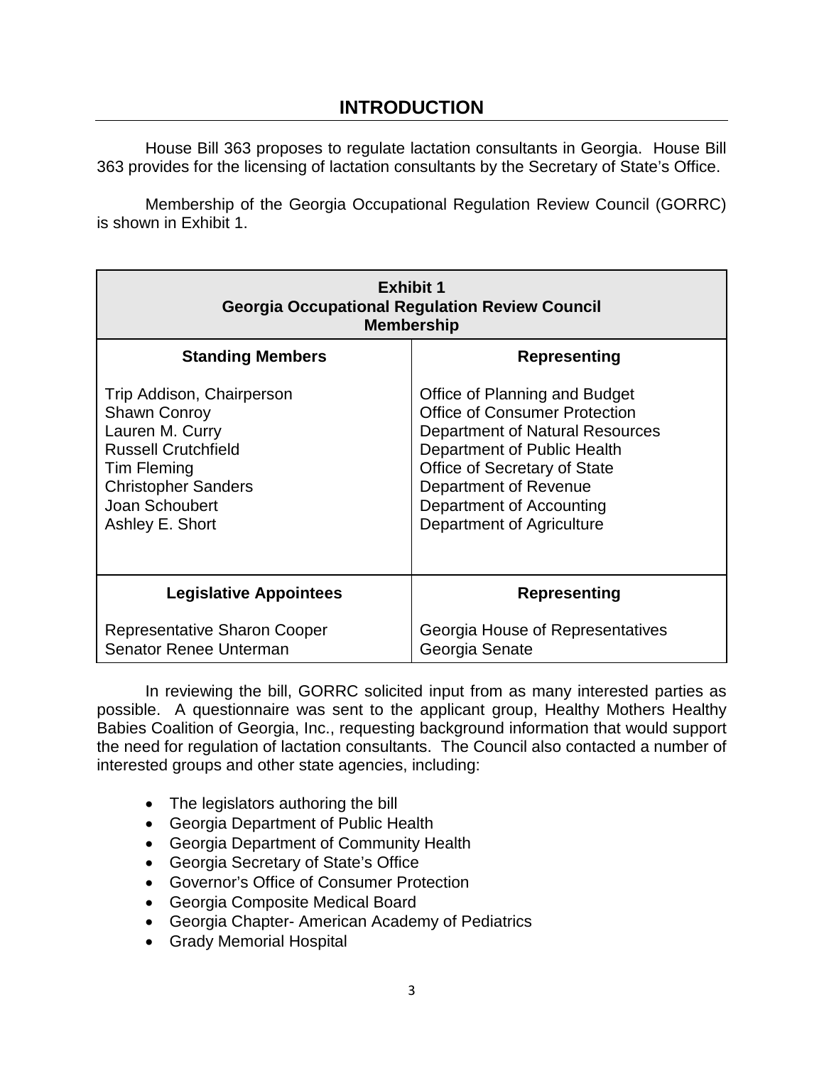# INTRODUCTION

House Bill 363 proposes to regulate lactation consultants in Georgia. House Bill 363 provides for the licensing of lactation consultants by the Secretary of State's Office.

Membership of the Georgia Occupational Regulation Review Council (GORRC) is shown in Exhibit 1.

| **Exhibit 1**<br>**Georgia Occupational Regulation Review Council**<br>**Membership** | |
|---|---|
| **Standing Members** | **Representing** |
| Trip Addison, Chairperson | Office of Planning and Budget |
| Shawn Conroy | Office of Consumer Protection |
| Lauren M. Curry | Department of Natural Resources |
| Russell Crutchfield | Department of Public Health |
| Tim Fleming | Office of Secretary of State |
| Christopher Sanders | Department of Revenue |
| Joan Schoubert | Department of Accounting |
| Ashley E. Short | Department of Agriculture |
| **Legislative Appointees** | **Representing** |
| Representative Sharon Cooper | Georgia House of Representatives |
| Senator Renee Unterman | Georgia Senate |

In reviewing the bill, GORRC solicited input from as many interested parties as possible. A questionnaire was sent to the applicant group, Healthy Mothers Healthy Babies Coalition of Georgia, Inc., requesting background information that would support the need for regulation of lactation consultants. The Council also contacted a number of interested groups and other state agencies, including:

- The legislators authoring the bill
- Georgia Department of Public Health
- Georgia Department of Community Health
- Georgia Secretary of State's Office
- Governor's Office of Consumer Protection
- Georgia Composite Medical Board
- Georgia Chapter- American Academy of Pediatrics
- Grady Memorial Hospital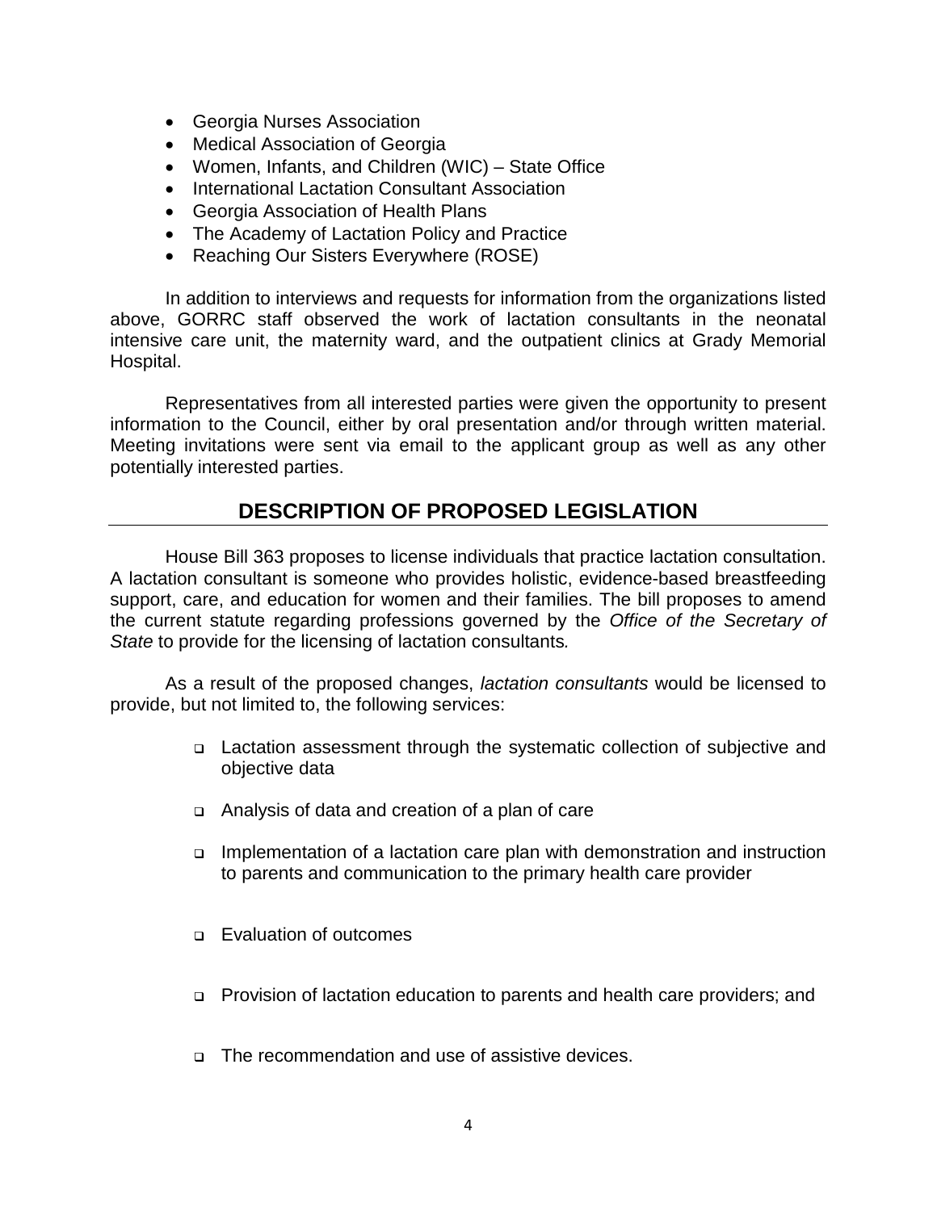- Georgia Nurses Association
- Medical Association of Georgia
- Women, Infants, and Children (WIC) – State Office
- International Lactation Consultant Association
- Georgia Association of Health Plans
- The Academy of Lactation Policy and Practice
- Reaching Our Sisters Everywhere (ROSE)

In addition to interviews and requests for information from the organizations listed above, GORRC staff observed the work of lactation consultants in the neonatal intensive care unit, the maternity ward, and the outpatient clinics at Grady Memorial Hospital.

Representatives from all interested parties were given the opportunity to present information to the Council, either by oral presentation and/or through written material. Meeting invitations were sent via email to the applicant group as well as any other potentially interested parties.

## DESCRIPTION OF PROPOSED LEGISLATION

House Bill 363 proposes to license individuals that practice lactation consultation. A lactation consultant is someone who provides holistic, evidence-based breastfeeding support, care, and education for women and their families. The bill proposes to amend the current statute regarding professions governed by the *Office of the Secretary of State* to provide for the licensing of lactation consultants.

As a result of the proposed changes, *lactation consultants* would be licensed to provide, but not limited to, the following services:

- Lactation assessment through the systematic collection of subjective and objective data
- Analysis of data and creation of a plan of care
- Implementation of a lactation care plan with demonstration and instruction to parents and communication to the primary health care provider
- Evaluation of outcomes
- Provision of lactation education to parents and health care providers; and
- The recommendation and use of assistive devices.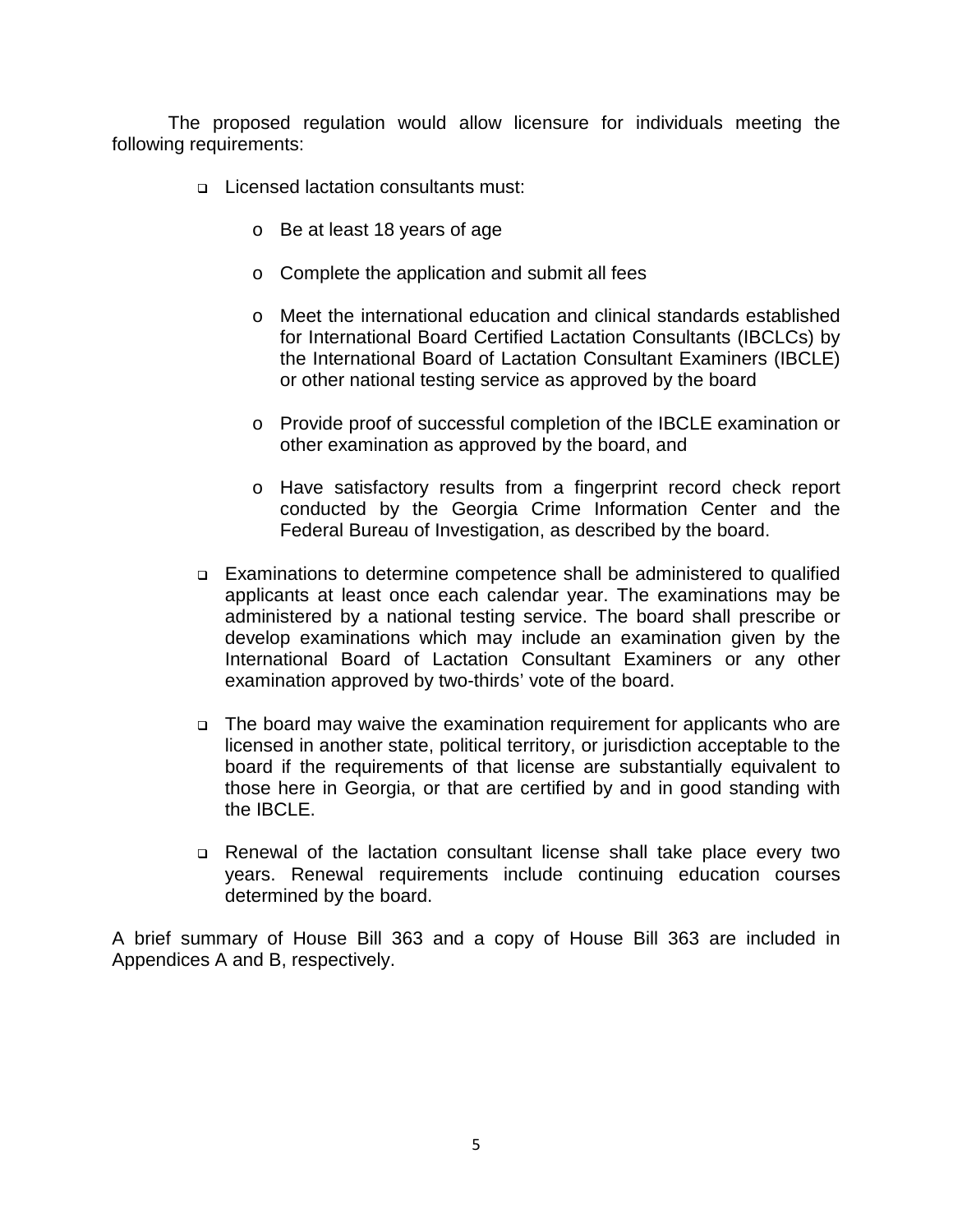The proposed regulation would allow licensure for individuals meeting the following requirements:

- Licensed lactation consultants must:
  - Be at least 18 years of age
  - Complete the application and submit all fees
  - Meet the international education and clinical standards established for International Board Certified Lactation Consultants (IBCLCs) by the International Board of Lactation Consultant Examiners (IBCLE) or other national testing service as approved by the board
  - Provide proof of successful completion of the IBCLE examination or other examination as approved by the board, and
  - Have satisfactory results from a fingerprint record check report conducted by the Georgia Crime Information Center and the Federal Bureau of Investigation, as described by the board.
- Examinations to determine competence shall be administered to qualified applicants at least once each calendar year. The examinations may be administered by a national testing service. The board shall prescribe or develop examinations which may include an examination given by the International Board of Lactation Consultant Examiners or any other examination approved by two-thirds' vote of the board.
- The board may waive the examination requirement for applicants who are licensed in another state, political territory, or jurisdiction acceptable to the board if the requirements of that license are substantially equivalent to those here in Georgia, or that are certified by and in good standing with the IBCLE.
- Renewal of the lactation consultant license shall take place every two years. Renewal requirements include continuing education courses determined by the board.

A brief summary of House Bill 363 and a copy of House Bill 363 are included in Appendices A and B, respectively.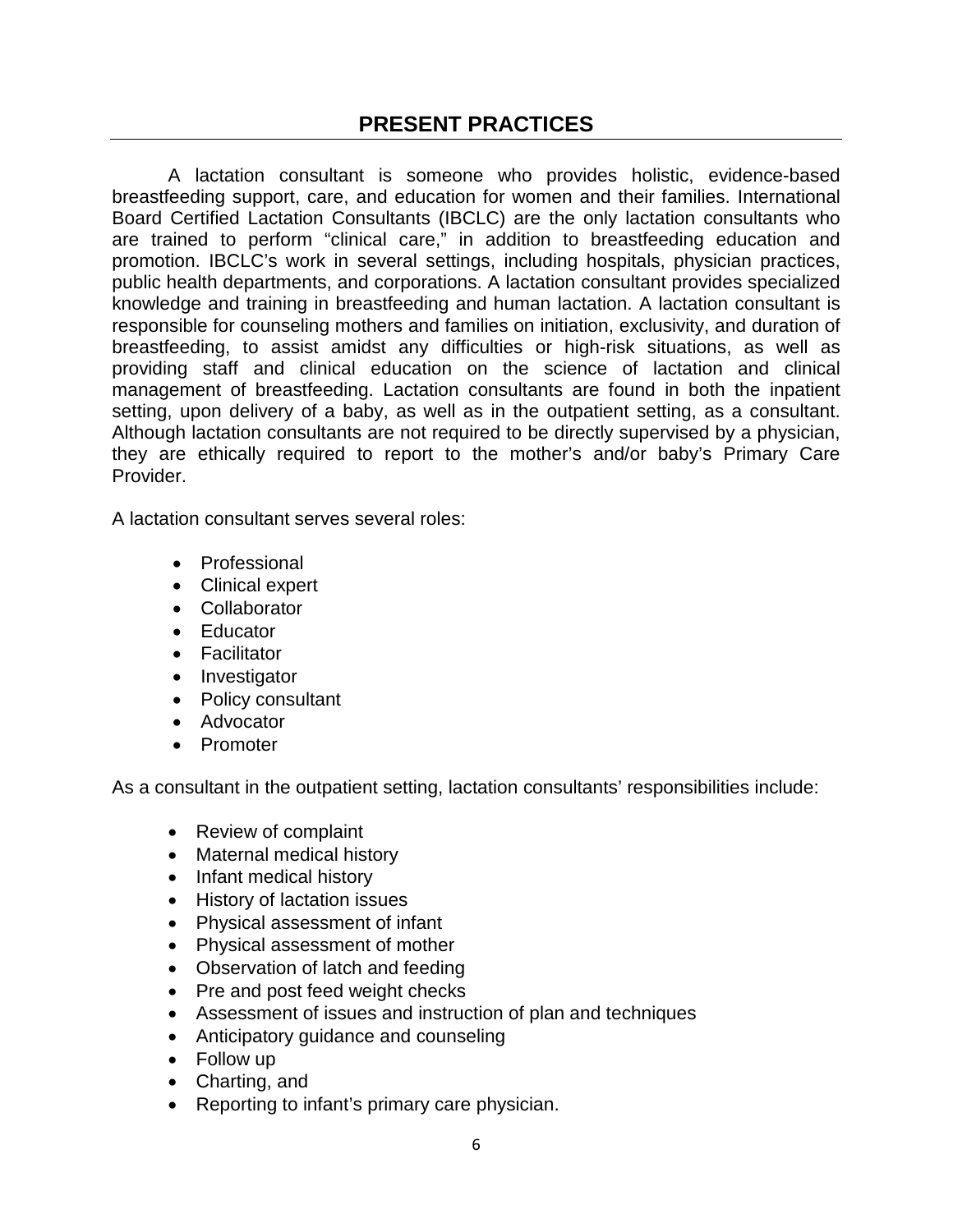# PRESENT PRACTICES

A lactation consultant is someone who provides holistic, evidence-based breastfeeding support, care, and education for women and their families. International Board Certified Lactation Consultants (IBCLC) are the only lactation consultants who are trained to perform "clinical care," in addition to breastfeeding education and promotion. IBCLC's work in several settings, including hospitals, physician practices, public health departments, and corporations. A lactation consultant provides specialized knowledge and training in breastfeeding and human lactation. A lactation consultant is responsible for counseling mothers and families on initiation, exclusivity, and duration of breastfeeding, to assist amidst any difficulties or high-risk situations, as well as providing staff and clinical education on the science of lactation and clinical management of breastfeeding. Lactation consultants are found in both the inpatient setting, upon delivery of a baby, as well as in the outpatient setting, as a consultant. Although lactation consultants are not required to be directly supervised by a physician, they are ethically required to report to the mother's and/or baby's Primary Care Provider.

A lactation consultant serves several roles:

- Professional
- Clinical expert
- Collaborator
- Educator
- Facilitator
- Investigator
- Policy consultant
- Advocator
- Promoter

As a consultant in the outpatient setting, lactation consultants' responsibilities include:

- Review of complaint
- Maternal medical history
- Infant medical history
- History of lactation issues
- Physical assessment of infant
- Physical assessment of mother
- Observation of latch and feeding
- Pre and post feed weight checks
- Assessment of issues and instruction of plan and techniques
- Anticipatory guidance and counseling
- Follow up
- Charting, and
- Reporting to infant's primary care physician.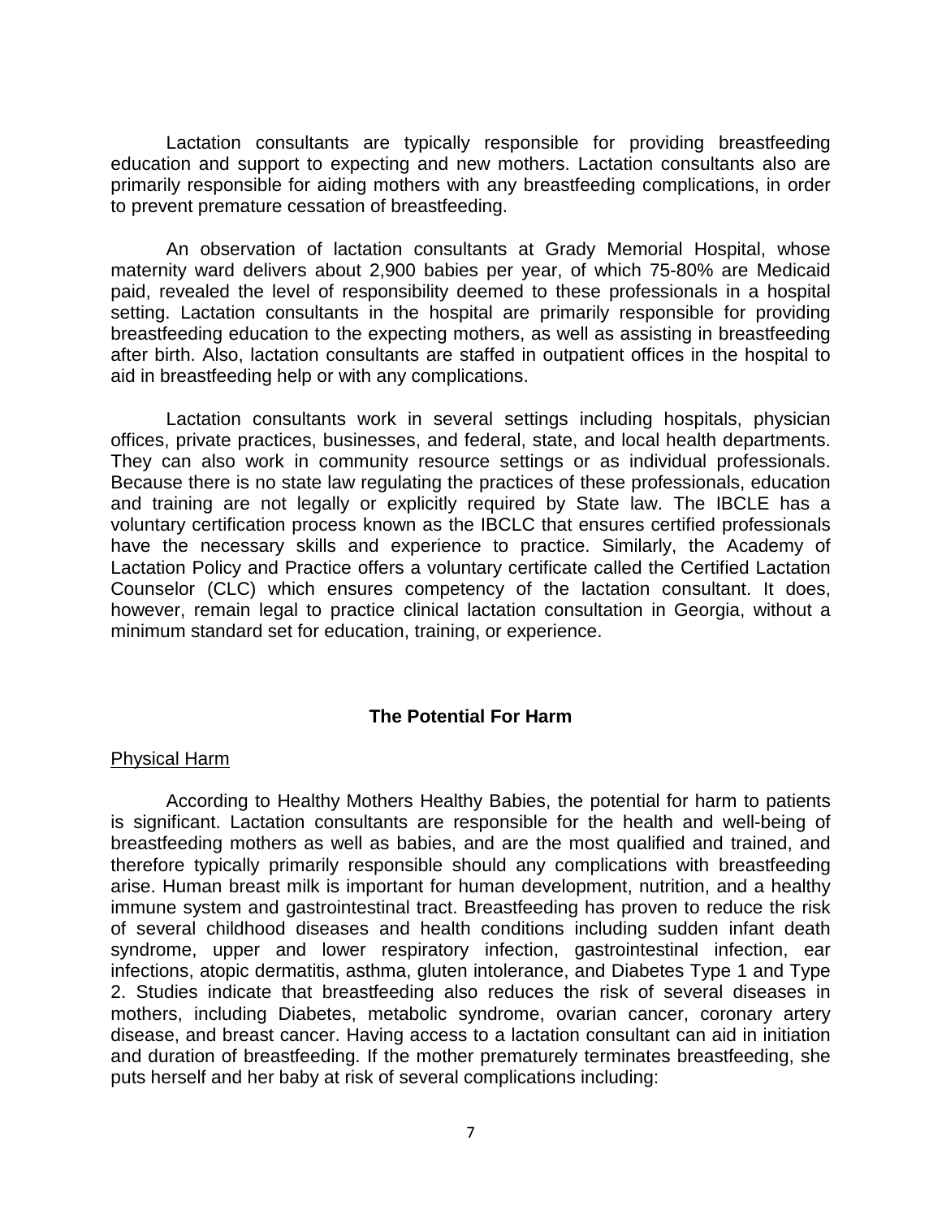Lactation consultants are typically responsible for providing breastfeeding education and support to expecting and new mothers. Lactation consultants also are primarily responsible for aiding mothers with any breastfeeding complications, in order to prevent premature cessation of breastfeeding.

An observation of lactation consultants at Grady Memorial Hospital, whose maternity ward delivers about 2,900 babies per year, of which 75-80% are Medicaid paid, revealed the level of responsibility deemed to these professionals in a hospital setting. Lactation consultants in the hospital are primarily responsible for providing breastfeeding education to the expecting mothers, as well as assisting in breastfeeding after birth. Also, lactation consultants are staffed in outpatient offices in the hospital to aid in breastfeeding help or with any complications.

Lactation consultants work in several settings including hospitals, physician offices, private practices, businesses, and federal, state, and local health departments. They can also work in community resource settings or as individual professionals. Because there is no state law regulating the practices of these professionals, education and training are not legally or explicitly required by State law. The IBCLE has a voluntary certification process known as the IBCLC that ensures certified professionals have the necessary skills and experience to practice. Similarly, the Academy of Lactation Policy and Practice offers a voluntary certificate called the Certified Lactation Counselor (CLC) which ensures competency of the lactation consultant. It does, however, remain legal to practice clinical lactation consultation in Georgia, without a minimum standard set for education, training, or experience.

## The Potential For Harm

### Physical Harm

According to Healthy Mothers Healthy Babies, the potential for harm to patients is significant. Lactation consultants are responsible for the health and well-being of breastfeeding mothers as well as babies, and are the most qualified and trained, and therefore typically primarily responsible should any complications with breastfeeding arise. Human breast milk is important for human development, nutrition, and a healthy immune system and gastrointestinal tract. Breastfeeding has proven to reduce the risk of several childhood diseases and health conditions including sudden infant death syndrome, upper and lower respiratory infection, gastrointestinal infection, ear infections, atopic dermatitis, asthma, gluten intolerance, and Diabetes Type 1 and Type 2. Studies indicate that breastfeeding also reduces the risk of several diseases in mothers, including Diabetes, metabolic syndrome, ovarian cancer, coronary artery disease, and breast cancer. Having access to a lactation consultant can aid in initiation and duration of breastfeeding. If the mother prematurely terminates breastfeeding, she puts herself and her baby at risk of several complications including: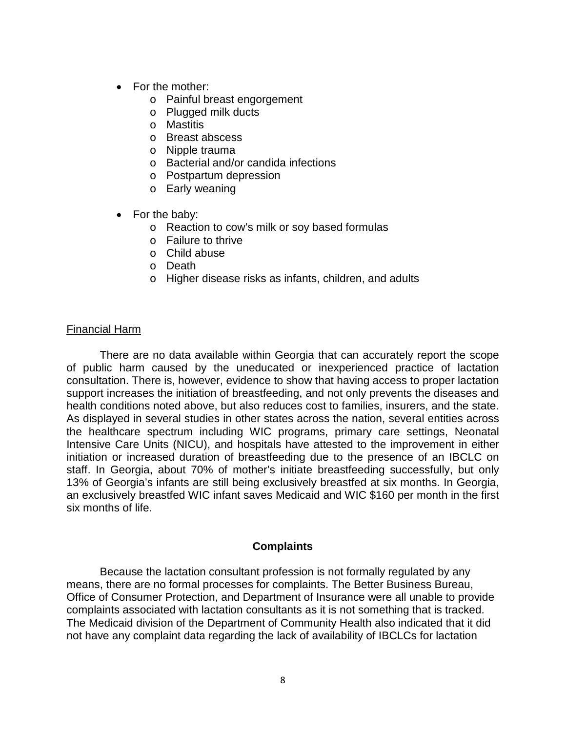- For the mother:
    - Painful breast engorgement
    - Plugged milk ducts
    - Mastitis
    - Breast abscess
    - Nipple trauma
    - Bacterial and/or candida infections
    - Postpartum depression
    - Early weaning

- For the baby:
    - Reaction to cow's milk or soy based formulas
    - Failure to thrive
    - Child abuse
    - Death
    - Higher disease risks as infants, children, and adults

Financial Harm

There are no data available within Georgia that can accurately report the scope of public harm caused by the uneducated or inexperienced practice of lactation consultation. There is, however, evidence to show that having access to proper lactation support increases the initiation of breastfeeding, and not only prevents the diseases and health conditions noted above, but also reduces cost to families, insurers, and the state. As displayed in several studies in other states across the nation, several entities across the healthcare spectrum including WIC programs, primary care settings, Neonatal Intensive Care Units (NICU), and hospitals have attested to the improvement in either initiation or increased duration of breastfeeding due to the presence of an IBCLC on staff. In Georgia, about 70% of mother's initiate breastfeeding successfully, but only 13% of Georgia's infants are still being exclusively breastfed at six months. In Georgia, an exclusively breastfed WIC infant saves Medicaid and WIC $160 per month in the first six months of life.

### Complaints

Because the lactation consultant profession is not formally regulated by any means, there are no formal processes for complaints. The Better Business Bureau, Office of Consumer Protection, and Department of Insurance were all unable to provide complaints associated with lactation consultants as it is not something that is tracked. The Medicaid division of the Department of Community Health also indicated that it did not have any complaint data regarding the lack of availability of IBCLCs for lactation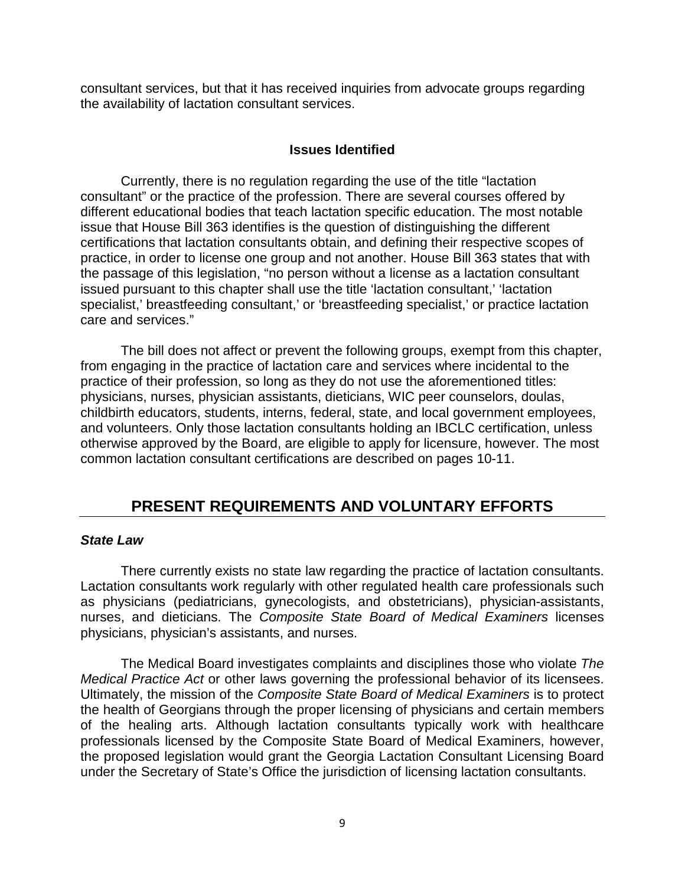consultant services, but that it has received inquiries from advocate groups regarding the availability of lactation consultant services.

### Issues Identified

Currently, there is no regulation regarding the use of the title "lactation consultant" or the practice of the profession. There are several courses offered by different educational bodies that teach lactation specific education. The most notable issue that House Bill 363 identifies is the question of distinguishing the different certifications that lactation consultants obtain, and defining their respective scopes of practice, in order to license one group and not another. House Bill 363 states that with the passage of this legislation, "no person without a license as a lactation consultant issued pursuant to this chapter shall use the title 'lactation consultant,' 'lactation specialist,' breastfeeding consultant,' or 'breastfeeding specialist,' or practice lactation care and services."

The bill does not affect or prevent the following groups, exempt from this chapter, from engaging in the practice of lactation care and services where incidental to the practice of their profession, so long as they do not use the aforementioned titles: physicians, nurses, physician assistants, dieticians, WIC peer counselors, doulas, childbirth educators, students, interns, federal, state, and local government employees, and volunteers. Only those lactation consultants holding an IBCLC certification, unless otherwise approved by the Board, are eligible to apply for licensure, however. The most common lactation consultant certifications are described on pages 10-11.

## PRESENT REQUIREMENTS AND VOLUNTARY EFFORTS

***State Law***

There currently exists no state law regarding the practice of lactation consultants. Lactation consultants work regularly with other regulated health care professionals such as physicians (pediatricians, gynecologists, and obstetricians), physician-assistants, nurses, and dieticians. The *Composite State Board of Medical Examiners* licenses physicians, physician's assistants, and nurses.

The Medical Board investigates complaints and disciplines those who violate *The Medical Practice Act* or other laws governing the professional behavior of its licensees. Ultimately, the mission of the *Composite State Board of Medical Examiners* is to protect the health of Georgians through the proper licensing of physicians and certain members of the healing arts. Although lactation consultants typically work with healthcare professionals licensed by the Composite State Board of Medical Examiners, however, the proposed legislation would grant the Georgia Lactation Consultant Licensing Board under the Secretary of State's Office the jurisdiction of licensing lactation consultants.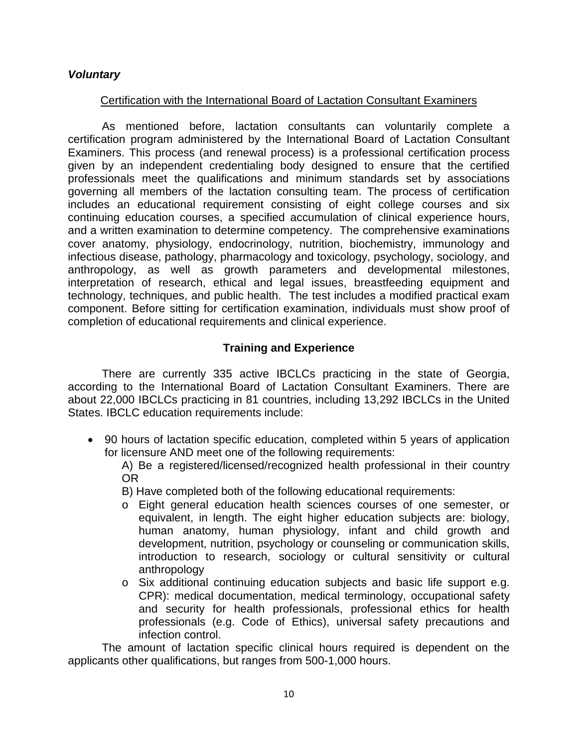### *Voluntary*

Certification with the International Board of Lactation Consultant Examiners

As mentioned before, lactation consultants can voluntarily complete a certification program administered by the International Board of Lactation Consultant Examiners. This process (and renewal process) is a professional certification process given by an independent credentialing body designed to ensure that the certified professionals meet the qualifications and minimum standards set by associations governing all members of the lactation consulting team. The process of certification includes an educational requirement consisting of eight college courses and six continuing education courses, a specified accumulation of clinical experience hours, and a written examination to determine competency. The comprehensive examinations cover anatomy, physiology, endocrinology, nutrition, biochemistry, immunology and infectious disease, pathology, pharmacology and toxicology, psychology, sociology, and anthropology, as well as growth parameters and developmental milestones, interpretation of research, ethical and legal issues, breastfeeding equipment and technology, techniques, and public health. The test includes a modified practical exam component. Before sitting for certification examination, individuals must show proof of completion of educational requirements and clinical experience.

## Training and Experience

There are currently 335 active IBCLCs practicing in the state of Georgia, according to the International Board of Lactation Consultant Examiners. There are about 22,000 IBCLCs practicing in 81 countries, including 13,292 IBCLCs in the United States. IBCLC education requirements include:

- 90 hours of lactation specific education, completed within 5 years of application for licensure AND meet one of the following requirements:

  A) Be a registered/licensed/recognized health professional in their country OR

  B) Have completed both of the following educational requirements:

  - Eight general education health sciences courses of one semester, or equivalent, in length. The eight higher education subjects are: biology, human anatomy, human physiology, infant and child growth and development, nutrition, psychology or counseling or communication skills, introduction to research, sociology or cultural sensitivity or cultural anthropology
  - Six additional continuing education subjects and basic life support e.g. CPR): medical documentation, medical terminology, occupational safety and security for health professionals, professional ethics for health professionals (e.g. Code of Ethics), universal safety precautions and infection control.

The amount of lactation specific clinical hours required is dependent on the applicants other qualifications, but ranges from 500-1,000 hours.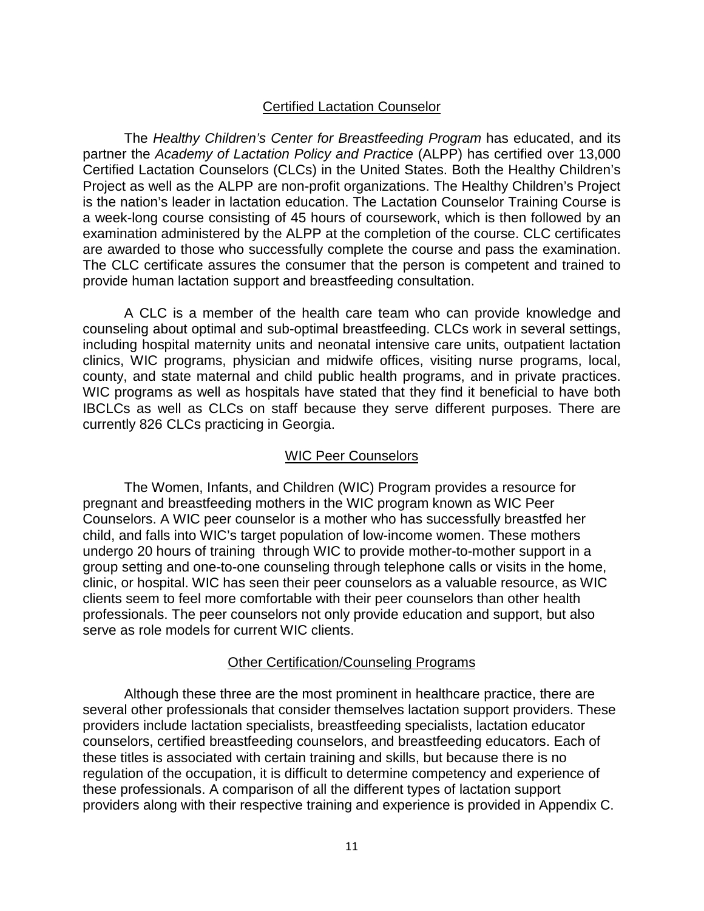## Certified Lactation Counselor

The *Healthy Children's Center for Breastfeeding Program* has educated, and its partner the *Academy of Lactation Policy and Practice* (ALPP) has certified over 13,000 Certified Lactation Counselors (CLCs) in the United States. Both the Healthy Children's Project as well as the ALPP are non-profit organizations. The Healthy Children's Project is the nation's leader in lactation education. The Lactation Counselor Training Course is a week-long course consisting of 45 hours of coursework, which is then followed by an examination administered by the ALPP at the completion of the course. CLC certificates are awarded to those who successfully complete the course and pass the examination. The CLC certificate assures the consumer that the person is competent and trained to provide human lactation support and breastfeeding consultation.

A CLC is a member of the health care team who can provide knowledge and counseling about optimal and sub-optimal breastfeeding. CLCs work in several settings, including hospital maternity units and neonatal intensive care units, outpatient lactation clinics, WIC programs, physician and midwife offices, visiting nurse programs, local, county, and state maternal and child public health programs, and in private practices. WIC programs as well as hospitals have stated that they find it beneficial to have both IBCLCs as well as CLCs on staff because they serve different purposes. There are currently 826 CLCs practicing in Georgia.

## WIC Peer Counselors

The Women, Infants, and Children (WIC) Program provides a resource for pregnant and breastfeeding mothers in the WIC program known as WIC Peer Counselors. A WIC peer counselor is a mother who has successfully breastfed her child, and falls into WIC's target population of low-income women. These mothers undergo 20 hours of training through WIC to provide mother-to-mother support in a group setting and one-to-one counseling through telephone calls or visits in the home, clinic, or hospital. WIC has seen their peer counselors as a valuable resource, as WIC clients seem to feel more comfortable with their peer counselors than other health professionals. The peer counselors not only provide education and support, but also serve as role models for current WIC clients.

## Other Certification/Counseling Programs

Although these three are the most prominent in healthcare practice, there are several other professionals that consider themselves lactation support providers. These providers include lactation specialists, breastfeeding specialists, lactation educator counselors, certified breastfeeding counselors, and breastfeeding educators. Each of these titles is associated with certain training and skills, but because there is no regulation of the occupation, it is difficult to determine competency and experience of these professionals. A comparison of all the different types of lactation support providers along with their respective training and experience is provided in Appendix C.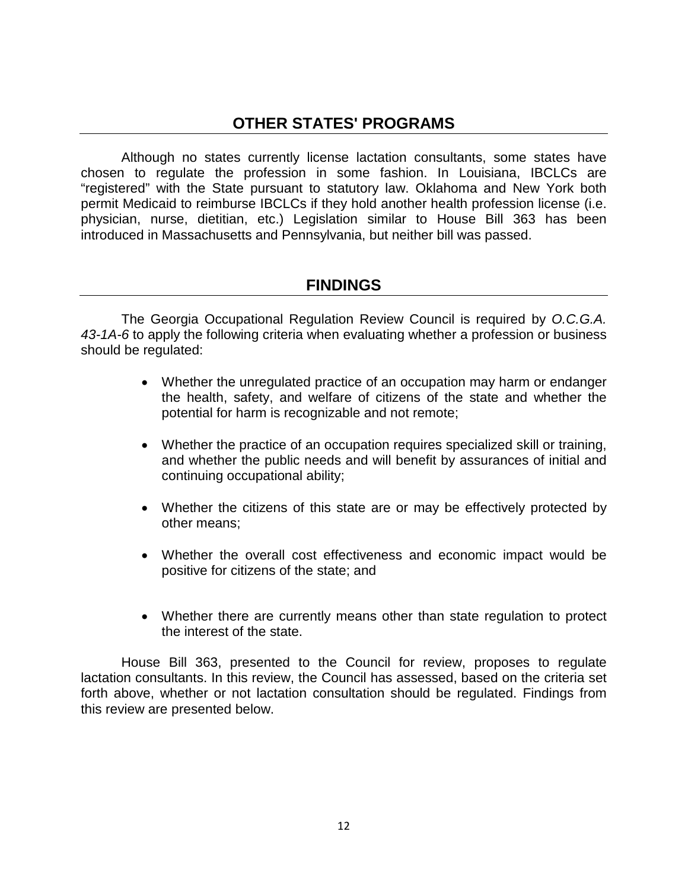## OTHER STATES' PROGRAMS

Although no states currently license lactation consultants, some states have chosen to regulate the profession in some fashion. In Louisiana, IBCLCs are “registered” with the State pursuant to statutory law. Oklahoma and New York both permit Medicaid to reimburse IBCLCs if they hold another health profession license (i.e. physician, nurse, dietitian, etc.) Legislation similar to House Bill 363 has been introduced in Massachusetts and Pennsylvania, but neither bill was passed.

## FINDINGS

The Georgia Occupational Regulation Review Council is required by *O.C.G.A. 43-1A-6* to apply the following criteria when evaluating whether a profession or business should be regulated:

- Whether the unregulated practice of an occupation may harm or endanger the health, safety, and welfare of citizens of the state and whether the potential for harm is recognizable and not remote;
- Whether the practice of an occupation requires specialized skill or training, and whether the public needs and will benefit by assurances of initial and continuing occupational ability;
- Whether the citizens of this state are or may be effectively protected by other means;
- Whether the overall cost effectiveness and economic impact would be positive for citizens of the state; and
- Whether there are currently means other than state regulation to protect the interest of the state.

House Bill 363, presented to the Council for review, proposes to regulate lactation consultants. In this review, the Council has assessed, based on the criteria set forth above, whether or not lactation consultation should be regulated. Findings from this review are presented below.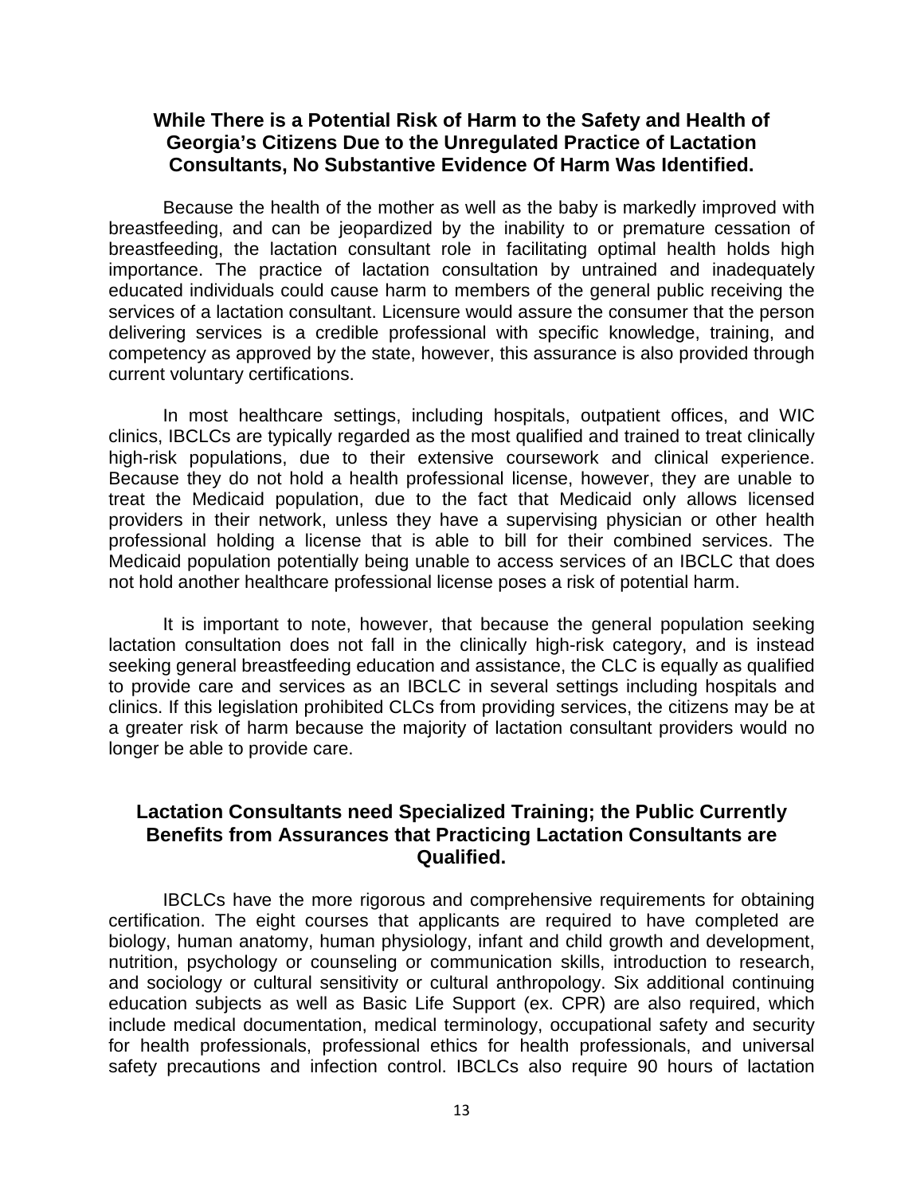## While There is a Potential Risk of Harm to the Safety and Health of Georgia's Citizens Due to the Unregulated Practice of Lactation Consultants, No Substantive Evidence Of Harm Was Identified.

Because the health of the mother as well as the baby is markedly improved with breastfeeding, and can be jeopardized by the inability to or premature cessation of breastfeeding, the lactation consultant role in facilitating optimal health holds high importance. The practice of lactation consultation by untrained and inadequately educated individuals could cause harm to members of the general public receiving the services of a lactation consultant. Licensure would assure the consumer that the person delivering services is a credible professional with specific knowledge, training, and competency as approved by the state, however, this assurance is also provided through current voluntary certifications.

In most healthcare settings, including hospitals, outpatient offices, and WIC clinics, IBCLCs are typically regarded as the most qualified and trained to treat clinically high-risk populations, due to their extensive coursework and clinical experience. Because they do not hold a health professional license, however, they are unable to treat the Medicaid population, due to the fact that Medicaid only allows licensed providers in their network, unless they have a supervising physician or other health professional holding a license that is able to bill for their combined services. The Medicaid population potentially being unable to access services of an IBCLC that does not hold another healthcare professional license poses a risk of potential harm.

It is important to note, however, that because the general population seeking lactation consultation does not fall in the clinically high-risk category, and is instead seeking general breastfeeding education and assistance, the CLC is equally as qualified to provide care and services as an IBCLC in several settings including hospitals and clinics. If this legislation prohibited CLCs from providing services, the citizens may be at a greater risk of harm because the majority of lactation consultant providers would no longer be able to provide care.

## Lactation Consultants need Specialized Training; the Public Currently Benefits from Assurances that Practicing Lactation Consultants are Qualified.

IBCLCs have the more rigorous and comprehensive requirements for obtaining certification. The eight courses that applicants are required to have completed are biology, human anatomy, human physiology, infant and child growth and development, nutrition, psychology or counseling or communication skills, introduction to research, and sociology or cultural sensitivity or cultural anthropology. Six additional continuing education subjects as well as Basic Life Support (ex. CPR) are also required, which include medical documentation, medical terminology, occupational safety and security for health professionals, professional ethics for health professionals, and universal safety precautions and infection control. IBCLCs also require 90 hours of lactation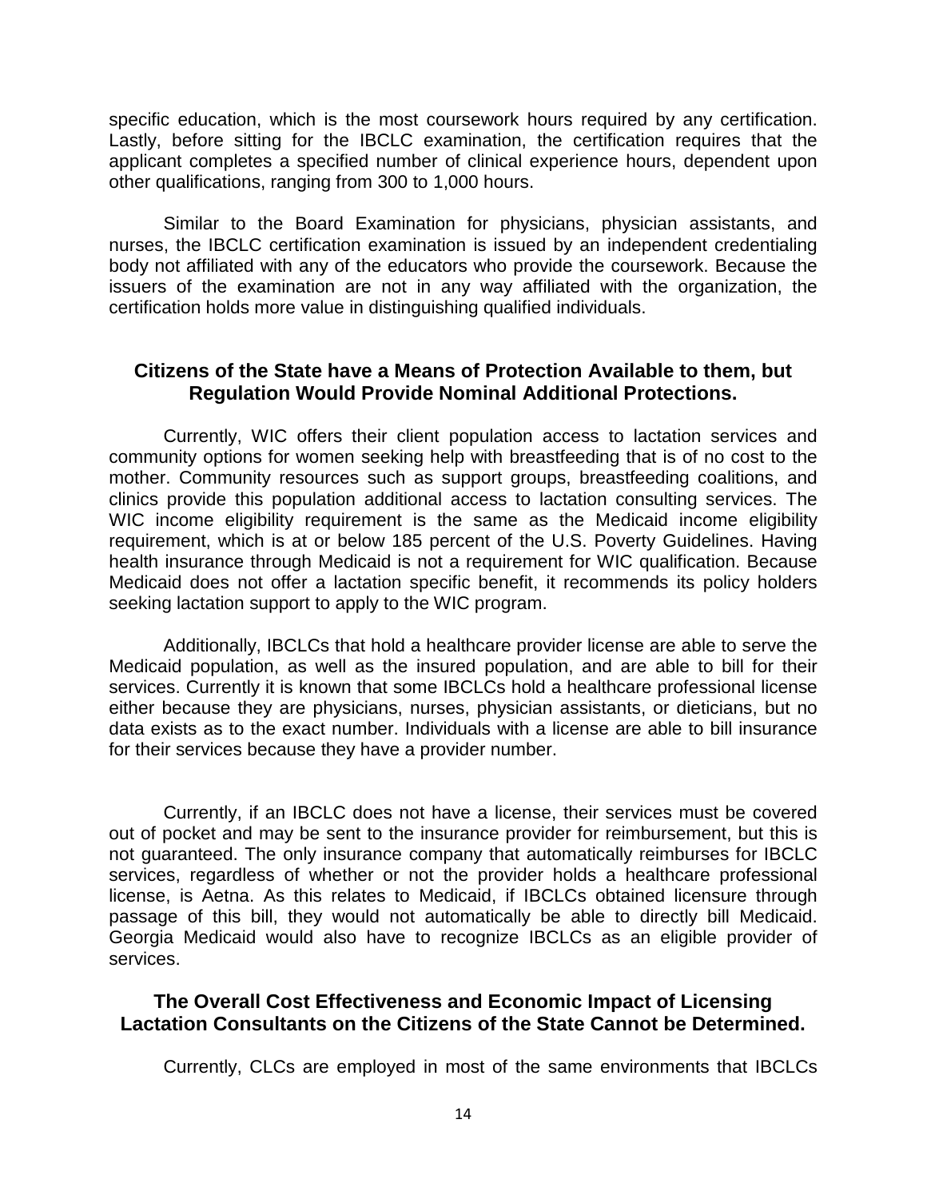specific education, which is the most coursework hours required by any certification. Lastly, before sitting for the IBCLC examination, the certification requires that the applicant completes a specified number of clinical experience hours, dependent upon other qualifications, ranging from 300 to 1,000 hours.

Similar to the Board Examination for physicians, physician assistants, and nurses, the IBCLC certification examination is issued by an independent credentialing body not affiliated with any of the educators who provide the coursework. Because the issuers of the examination are not in any way affiliated with the organization, the certification holds more value in distinguishing qualified individuals.

## Citizens of the State have a Means of Protection Available to them, but Regulation Would Provide Nominal Additional Protections.

Currently, WIC offers their client population access to lactation services and community options for women seeking help with breastfeeding that is of no cost to the mother. Community resources such as support groups, breastfeeding coalitions, and clinics provide this population additional access to lactation consulting services. The WIC income eligibility requirement is the same as the Medicaid income eligibility requirement, which is at or below 185 percent of the U.S. Poverty Guidelines. Having health insurance through Medicaid is not a requirement for WIC qualification. Because Medicaid does not offer a lactation specific benefit, it recommends its policy holders seeking lactation support to apply to the WIC program.

Additionally, IBCLCs that hold a healthcare provider license are able to serve the Medicaid population, as well as the insured population, and are able to bill for their services. Currently it is known that some IBCLCs hold a healthcare professional license either because they are physicians, nurses, physician assistants, or dieticians, but no data exists as to the exact number. Individuals with a license are able to bill insurance for their services because they have a provider number.

Currently, if an IBCLC does not have a license, their services must be covered out of pocket and may be sent to the insurance provider for reimbursement, but this is not guaranteed. The only insurance company that automatically reimburses for IBCLC services, regardless of whether or not the provider holds a healthcare professional license, is Aetna. As this relates to Medicaid, if IBCLCs obtained licensure through passage of this bill, they would not automatically be able to directly bill Medicaid. Georgia Medicaid would also have to recognize IBCLCs as an eligible provider of services.

## The Overall Cost Effectiveness and Economic Impact of Licensing Lactation Consultants on the Citizens of the State Cannot be Determined.

Currently, CLCs are employed in most of the same environments that IBCLCs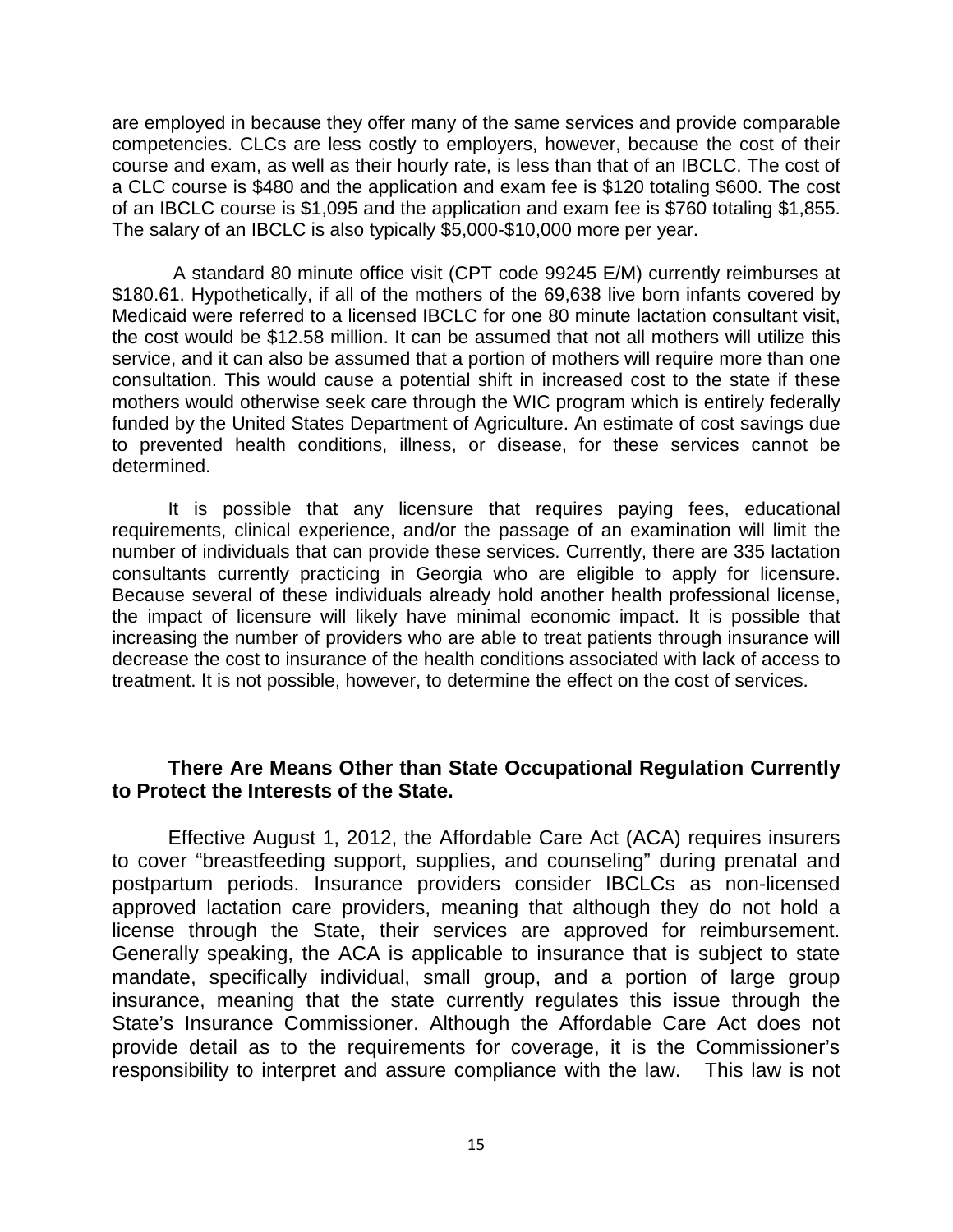are employed in because they offer many of the same services and provide comparable competencies. CLCs are less costly to employers, however, because the cost of their course and exam, as well as their hourly rate, is less than that of an IBCLC. The cost of a CLC course is $480 and the application and exam fee is $120 totaling $600. The cost of an IBCLC course is $1,095 and the application and exam fee is $760 totaling $1,855. The salary of an IBCLC is also typically $5,000-$10,000 more per year.

A standard 80 minute office visit (CPT code 99245 E/M) currently reimburses at $180.61. Hypothetically, if all of the mothers of the 69,638 live born infants covered by Medicaid were referred to a licensed IBCLC for one 80 minute lactation consultant visit, the cost would be $12.58 million. It can be assumed that not all mothers will utilize this service, and it can also be assumed that a portion of mothers will require more than one consultation. This would cause a potential shift in increased cost to the state if these mothers would otherwise seek care through the WIC program which is entirely federally funded by the United States Department of Agriculture. An estimate of cost savings due to prevented health conditions, illness, or disease, for these services cannot be determined.

It is possible that any licensure that requires paying fees, educational requirements, clinical experience, and/or the passage of an examination will limit the number of individuals that can provide these services. Currently, there are 335 lactation consultants currently practicing in Georgia who are eligible to apply for licensure. Because several of these individuals already hold another health professional license, the impact of licensure will likely have minimal economic impact. It is possible that increasing the number of providers who are able to treat patients through insurance will decrease the cost to insurance of the health conditions associated with lack of access to treatment. It is not possible, however, to determine the effect on the cost of services.

**There Are Means Other than State Occupational Regulation Currently to Protect the Interests of the State.**

Effective August 1, 2012, the Affordable Care Act (ACA) requires insurers to cover "breastfeeding support, supplies, and counseling" during prenatal and postpartum periods. Insurance providers consider IBCLCs as non-licensed approved lactation care providers, meaning that although they do not hold a license through the State, their services are approved for reimbursement. Generally speaking, the ACA is applicable to insurance that is subject to state mandate, specifically individual, small group, and a portion of large group insurance, meaning that the state currently regulates this issue through the State's Insurance Commissioner. Although the Affordable Care Act does not provide detail as to the requirements for coverage, it is the Commissioner's responsibility to interpret and assure compliance with the law. This law is not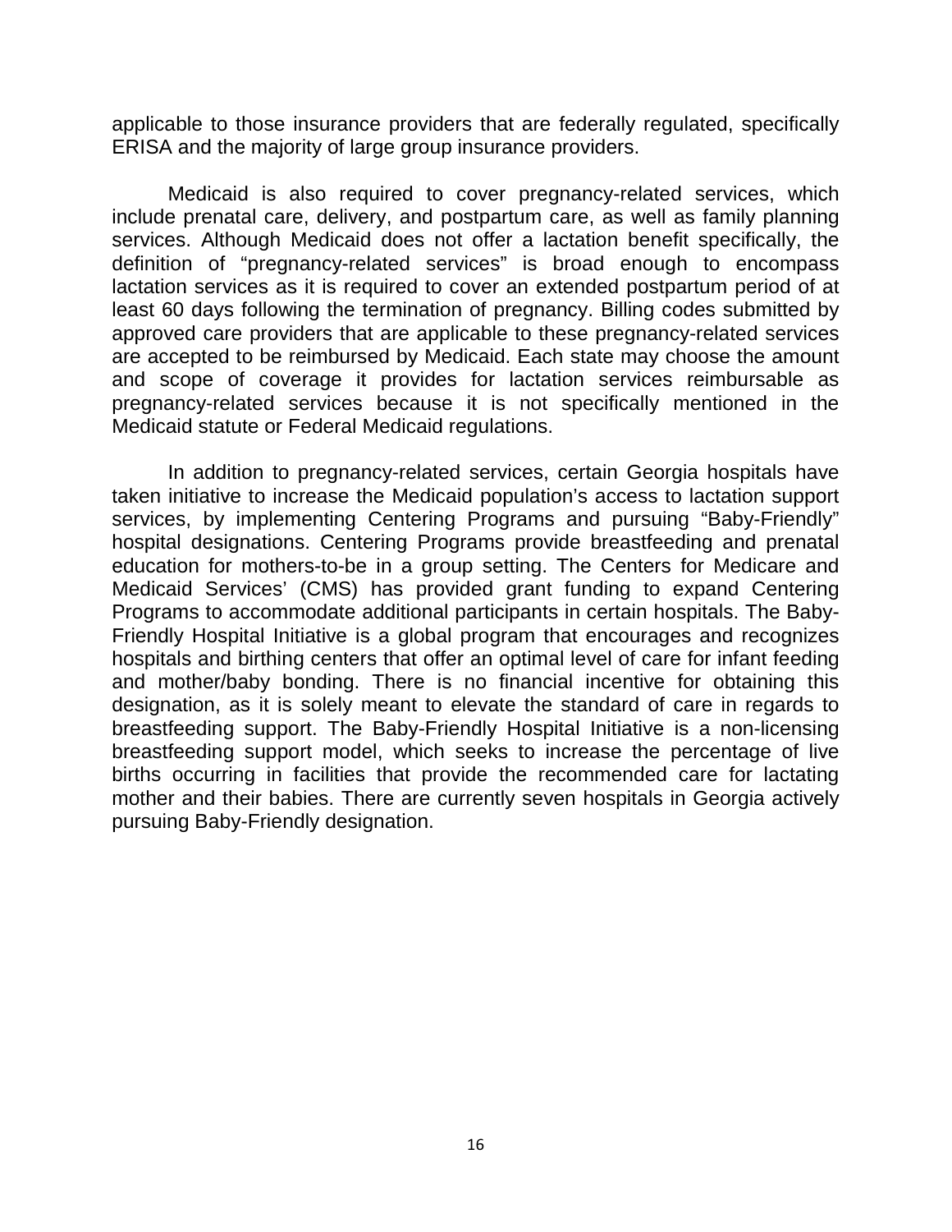applicable to those insurance providers that are federally regulated, specifically ERISA and the majority of large group insurance providers.

Medicaid is also required to cover pregnancy-related services, which include prenatal care, delivery, and postpartum care, as well as family planning services. Although Medicaid does not offer a lactation benefit specifically, the definition of "pregnancy-related services" is broad enough to encompass lactation services as it is required to cover an extended postpartum period of at least 60 days following the termination of pregnancy. Billing codes submitted by approved care providers that are applicable to these pregnancy-related services are accepted to be reimbursed by Medicaid. Each state may choose the amount and scope of coverage it provides for lactation services reimbursable as pregnancy-related services because it is not specifically mentioned in the Medicaid statute or Federal Medicaid regulations.

In addition to pregnancy-related services, certain Georgia hospitals have taken initiative to increase the Medicaid population's access to lactation support services, by implementing Centering Programs and pursuing "Baby-Friendly" hospital designations. Centering Programs provide breastfeeding and prenatal education for mothers-to-be in a group setting. The Centers for Medicare and Medicaid Services' (CMS) has provided grant funding to expand Centering Programs to accommodate additional participants in certain hospitals. The Baby-Friendly Hospital Initiative is a global program that encourages and recognizes hospitals and birthing centers that offer an optimal level of care for infant feeding and mother/baby bonding. There is no financial incentive for obtaining this designation, as it is solely meant to elevate the standard of care in regards to breastfeeding support. The Baby-Friendly Hospital Initiative is a non-licensing breastfeeding support model, which seeks to increase the percentage of live births occurring in facilities that provide the recommended care for lactating mother and their babies. There are currently seven hospitals in Georgia actively pursuing Baby-Friendly designation.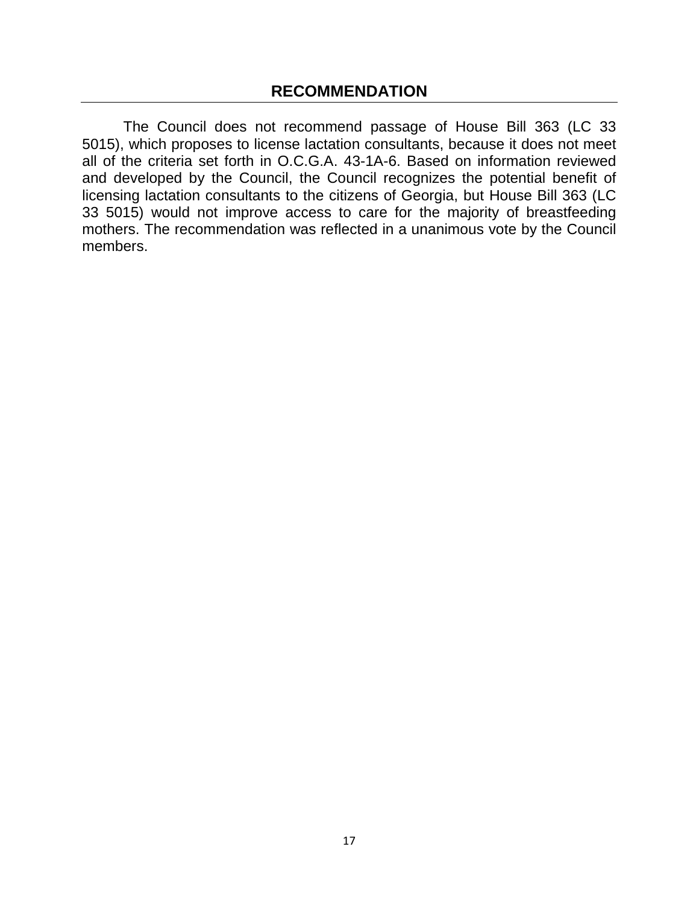## RECOMMENDATION

The Council does not recommend passage of House Bill 363 (LC 33 5015), which proposes to license lactation consultants, because it does not meet all of the criteria set forth in O.C.G.A. 43-1A-6. Based on information reviewed and developed by the Council, the Council recognizes the potential benefit of licensing lactation consultants to the citizens of Georgia, but House Bill 363 (LC 33 5015) would not improve access to care for the majority of breastfeeding mothers. The recommendation was reflected in a unanimous vote by the Council members.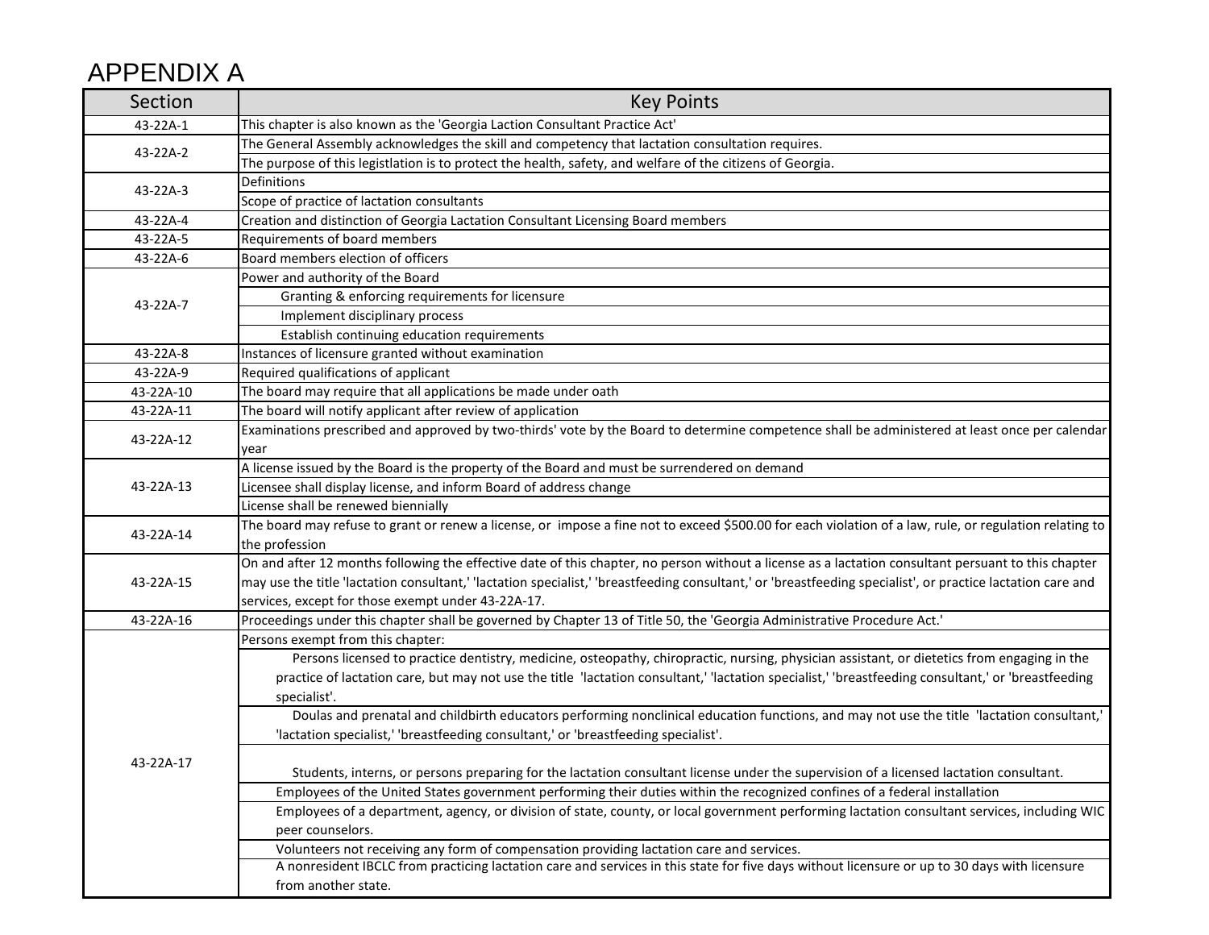# APPENDIX A

| Section | Key Points |
|---|---|
| 43-22A-1 | This chapter is also known as the 'Georgia Laction Consultant Practice Act' |
| 43-22A-2 | The General Assembly acknowledges the skill and competency that lactation consultation requires. |
| | The purpose of this legistlation is to protect the health, safety, and welfare of the citizens of Georgia. |
| 43-22A-3 | Definitions |
| | Scope of practice of lactation consultants |
| 43-22A-4 | Creation and distinction of Georgia Lactation Consultant Licensing Board members |
| 43-22A-5 | Requirements of board members |
| 43-22A-6 | Board members election of officers |
| 43-22A-7 | Power and authority of the Board |
| | Granting & enforcing requirements for licensure |
| | Implement disciplinary process |
| | Establish continuing education requirements |
| 43-22A-8 | Instances of licensure granted without examination |
| 43-22A-9 | Required qualifications of applicant |
| 43-22A-10 | The board may require that all applications be made under oath |
| 43-22A-11 | The board will notify applicant after review of application |
| 43-22A-12 | Examinations prescribed and approved by two-thirds' vote by the Board to determine competence shall be administered at least once per calendar year |
| 43-22A-13 | A license issued by the Board is the property of the Board and must be surrendered on demand |
| | Licensee shall display license, and inform Board of address change |
| | License shall be renewed biennially |
| 43-22A-14 | The board may refuse to grant or renew a license, or impose a fine not to exceed $500.00 for each violation of a law, rule, or regulation relating to the profession |
| 43-22A-15 | On and after 12 months following the effective date of this chapter, no person without a license as a lactation consultant persuant to this chapter may use the title 'lactation consultant,' 'lactation specialist,' 'breastfeeding consultant,' or 'breastfeeding specialist', or practice lactation care and services, except for those exempt under 43-22A-17. |
| 43-22A-16 | Proceedings under this chapter shall be governed by Chapter 13 of Title 50, the 'Georgia Administrative Procedure Act.' |
| 43-22A-17 | Persons exempt from this chapter: |
| | Persons licensed to practice dentistry, medicine, osteopathy, chiropractic, nursing, physician assistant, or dietetics from engaging in the practice of lactation care, but may not use the title 'lactation consultant,' 'lactation specialist,' 'breastfeeding consultant,' or 'breastfeeding specialist'. |
| | Doulas and prenatal and childbirth educators performing nonclinical education functions, and may not use the title 'lactation consultant,' 'lactation specialist,' 'breastfeeding consultant,' or 'breastfeeding specialist'. |
| | Students, interns, or persons preparing for the lactation consultant license under the supervision of a licensed lactation consultant. |
| | Employees of the United States government performing their duties within the recognized confines of a federal installation |
| | Employees of a department, agency, or division of state, county, or local government performing lactation consultant services, including WIC peer counselors. |
| | Volunteers not receiving any form of compensation providing lactation care and services. |
| | A nonresident IBCLC from practicing lactation care and services in this state for five days without licensure or up to 30 days with licensure from another state. |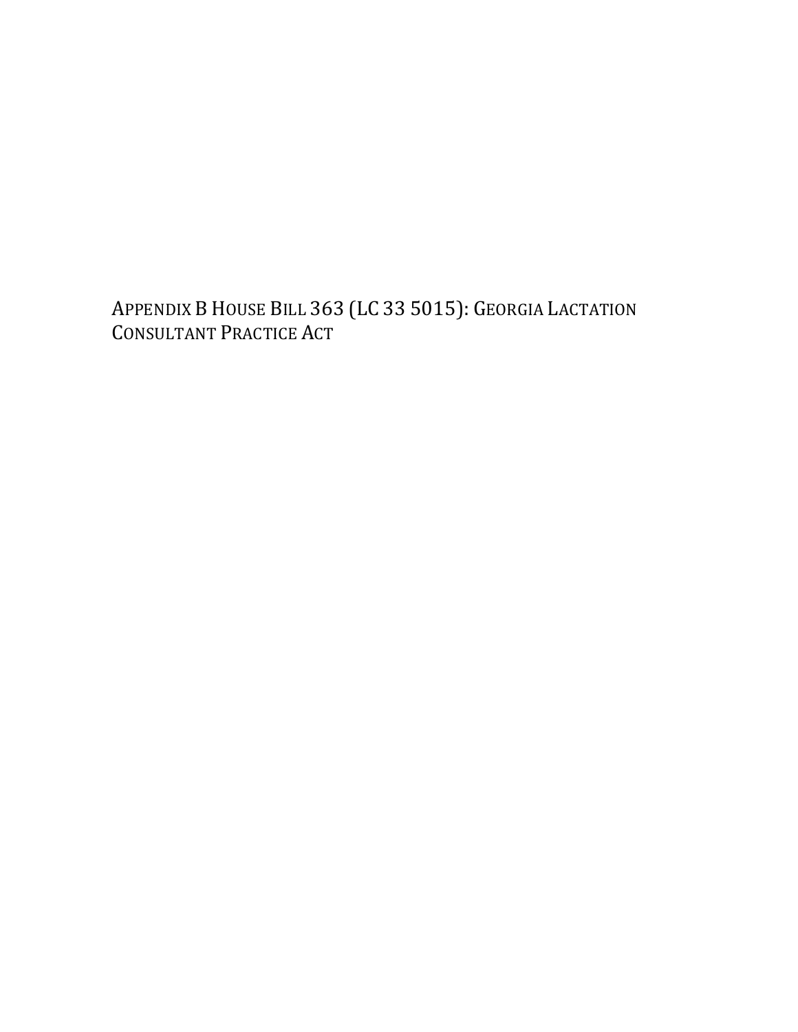# Appendix B House Bill 363 (LC 33 5015): Georgia Lactation Consultant Practice Act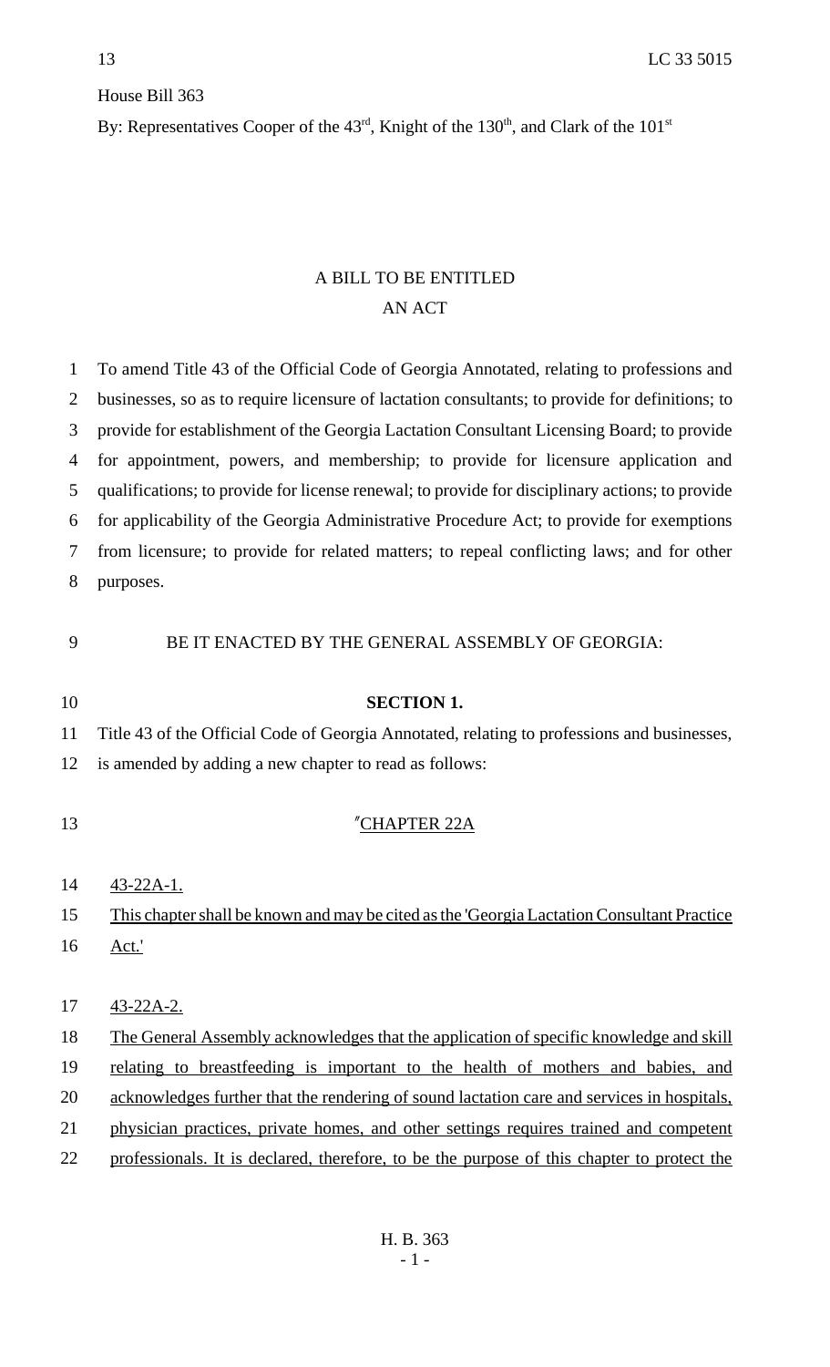House Bill 363

By: Representatives Cooper of the 43rd, Knight of the 130th, and Clark of the 101st

A BILL TO BE ENTITLED

AN ACT

To amend Title 43 of the Official Code of Georgia Annotated, relating to professions and businesses, so as to require licensure of lactation consultants; to provide for definitions; to provide for establishment of the Georgia Lactation Consultant Licensing Board; to provide for appointment, powers, and membership; to provide for licensure application and qualifications; to provide for license renewal; to provide for disciplinary actions; to provide for applicability of the Georgia Administrative Procedure Act; to provide for exemptions from licensure; to provide for related matters; to repeal conflicting laws; and for other purposes.

BE IT ENACTED BY THE GENERAL ASSEMBLY OF GEORGIA:

**SECTION 1.**

Title 43 of the Official Code of Georgia Annotated, relating to professions and businesses, is amended by adding a new chapter to read as follows:

"CHAPTER 22A

43-22A-1.

This chapter shall be known and may be cited as the 'Georgia Lactation Consultant Practice Act.'

43-22A-2.

The General Assembly acknowledges that the application of specific knowledge and skill relating to breastfeeding is important to the health of mothers and babies, and acknowledges further that the rendering of sound lactation care and services in hospitals, physician practices, private homes, and other settings requires trained and competent professionals. It is declared, therefore, to be the purpose of this chapter to protect the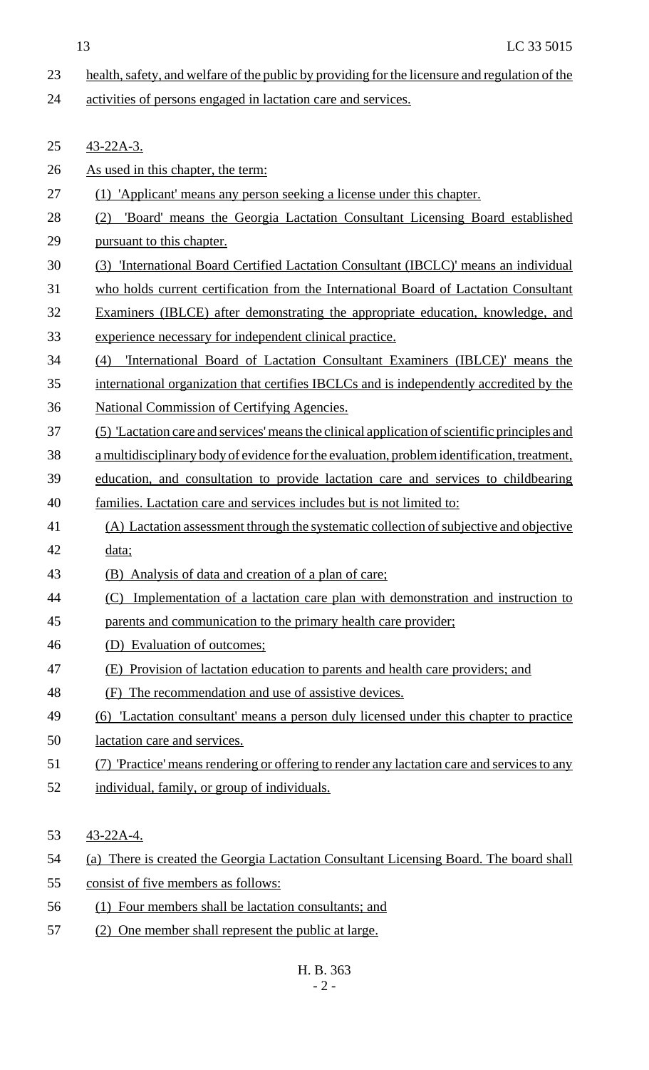health, safety, and welfare of the public by providing for the licensure and regulation of the activities of persons engaged in lactation care and services.

43-22A-3.

As used in this chapter, the term:

(1) 'Applicant' means any person seeking a license under this chapter.

(2) 'Board' means the Georgia Lactation Consultant Licensing Board established pursuant to this chapter.

(3) 'International Board Certified Lactation Consultant (IBCLC)' means an individual who holds current certification from the International Board of Lactation Consultant Examiners (IBLCE) after demonstrating the appropriate education, knowledge, and experience necessary for independent clinical practice.

(4) 'International Board of Lactation Consultant Examiners (IBLCE)' means the international organization that certifies IBCLCs and is independently accredited by the National Commission of Certifying Agencies.

(5) 'Lactation care and services' means the clinical application of scientific principles and a multidisciplinary body of evidence for the evaluation, problem identification, treatment, education, and consultation to provide lactation care and services to childbearing families. Lactation care and services includes but is not limited to:

(A) Lactation assessment through the systematic collection of subjective and objective data;

(B) Analysis of data and creation of a plan of care;

(C) Implementation of a lactation care plan with demonstration and instruction to parents and communication to the primary health care provider;

(D) Evaluation of outcomes;

(E) Provision of lactation education to parents and health care providers; and

(F) The recommendation and use of assistive devices.

(6) 'Lactation consultant' means a person duly licensed under this chapter to practice lactation care and services.

(7) 'Practice' means rendering or offering to render any lactation care and services to any individual, family, or group of individuals.

43-22A-4.

(a) There is created the Georgia Lactation Consultant Licensing Board. The board shall consist of five members as follows:

(1) Four members shall be lactation consultants; and

(2) One member shall represent the public at large.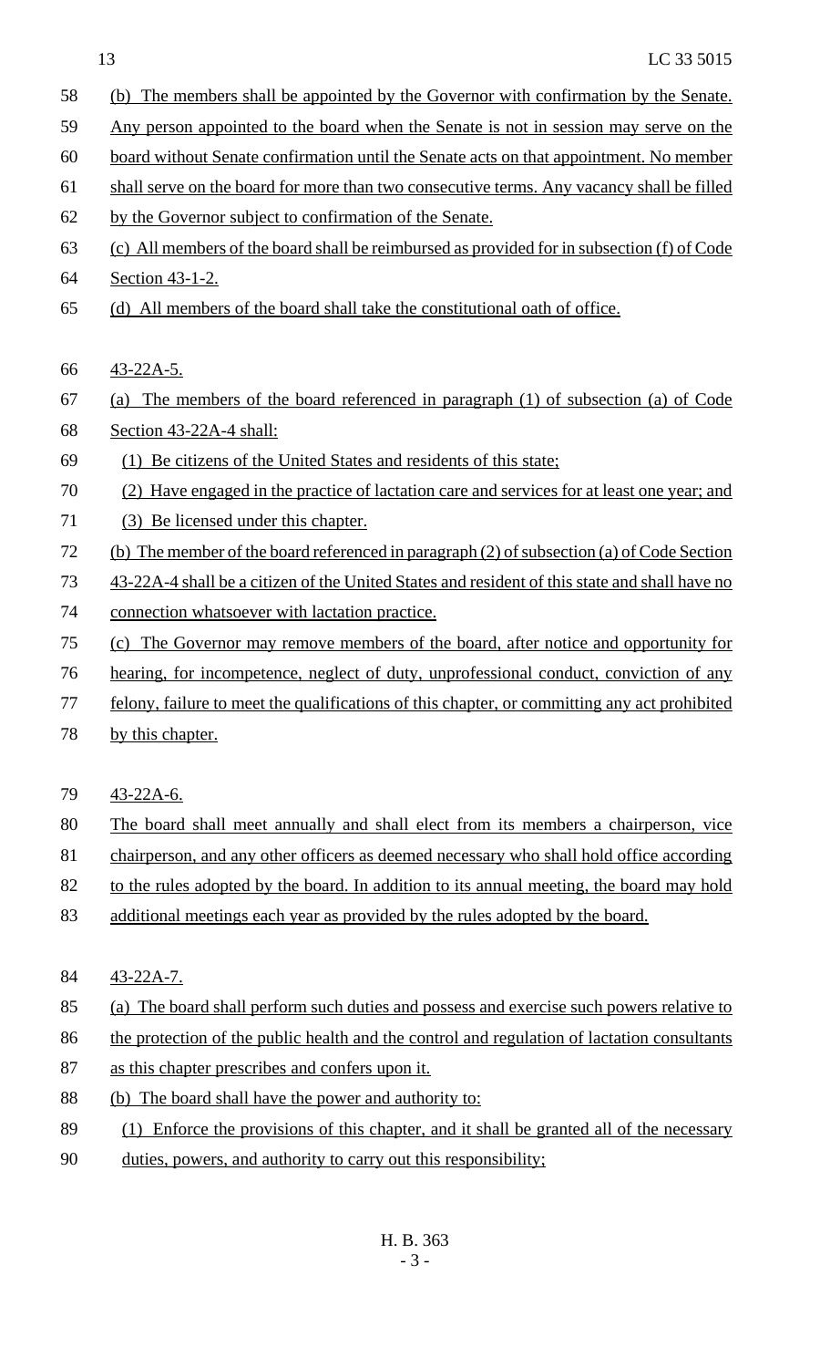(b) The members shall be appointed by the Governor with confirmation by the Senate. Any person appointed to the board when the Senate is not in session may serve on the board without Senate confirmation until the Senate acts on that appointment. No member shall serve on the board for more than two consecutive terms. Any vacancy shall be filled by the Governor subject to confirmation of the Senate.

(c) All members of the board shall be reimbursed as provided for in subsection (f) of Code Section 43-1-2.

(d) All members of the board shall take the constitutional oath of office.

43-22A-5.

(a) The members of the board referenced in paragraph (1) of subsection (a) of Code Section 43-22A-4 shall:

(1) Be citizens of the United States and residents of this state;

(2) Have engaged in the practice of lactation care and services for at least one year; and

(3) Be licensed under this chapter.

(b) The member of the board referenced in paragraph (2) of subsection (a) of Code Section 43-22A-4 shall be a citizen of the United States and resident of this state and shall have no connection whatsoever with lactation practice.

(c) The Governor may remove members of the board, after notice and opportunity for hearing, for incompetence, neglect of duty, unprofessional conduct, conviction of any felony, failure to meet the qualifications of this chapter, or committing any act prohibited by this chapter.

43-22A-6.

The board shall meet annually and shall elect from its members a chairperson, vice chairperson, and any other officers as deemed necessary who shall hold office according to the rules adopted by the board. In addition to its annual meeting, the board may hold additional meetings each year as provided by the rules adopted by the board.

43-22A-7.

(a) The board shall perform such duties and possess and exercise such powers relative to the protection of the public health and the control and regulation of lactation consultants as this chapter prescribes and confers upon it.

(b) The board shall have the power and authority to:

(1) Enforce the provisions of this chapter, and it shall be granted all of the necessary duties, powers, and authority to carry out this responsibility;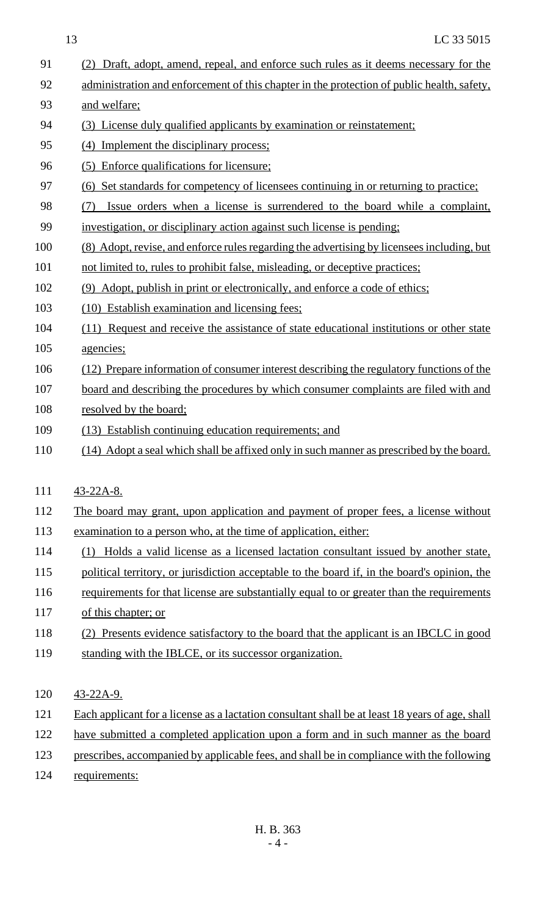(2) Draft, adopt, amend, repeal, and enforce such rules as it deems necessary for the administration and enforcement of this chapter in the protection of public health, safety, and welfare;

(3) License duly qualified applicants by examination or reinstatement;

(4) Implement the disciplinary process;

(5) Enforce qualifications for licensure;

(6) Set standards for competency of licensees continuing in or returning to practice;

(7) Issue orders when a license is surrendered to the board while a complaint, investigation, or disciplinary action against such license is pending;

(8) Adopt, revise, and enforce rules regarding the advertising by licensees including, but not limited to, rules to prohibit false, misleading, or deceptive practices;

(9) Adopt, publish in print or electronically, and enforce a code of ethics;

(10) Establish examination and licensing fees;

(11) Request and receive the assistance of state educational institutions or other state agencies;

(12) Prepare information of consumer interest describing the regulatory functions of the board and describing the procedures by which consumer complaints are filed with and resolved by the board;

(13) Establish continuing education requirements; and

(14) Adopt a seal which shall be affixed only in such manner as prescribed by the board.

43-22A-8.

The board may grant, upon application and payment of proper fees, a license without examination to a person who, at the time of application, either:

(1) Holds a valid license as a licensed lactation consultant issued by another state, political territory, or jurisdiction acceptable to the board if, in the board's opinion, the requirements for that license are substantially equal to or greater than the requirements of this chapter; or

(2) Presents evidence satisfactory to the board that the applicant is an IBCLC in good standing with the IBLCE, or its successor organization.

43-22A-9.

Each applicant for a license as a lactation consultant shall be at least 18 years of age, shall have submitted a completed application upon a form and in such manner as the board prescribes, accompanied by applicable fees, and shall be in compliance with the following requirements: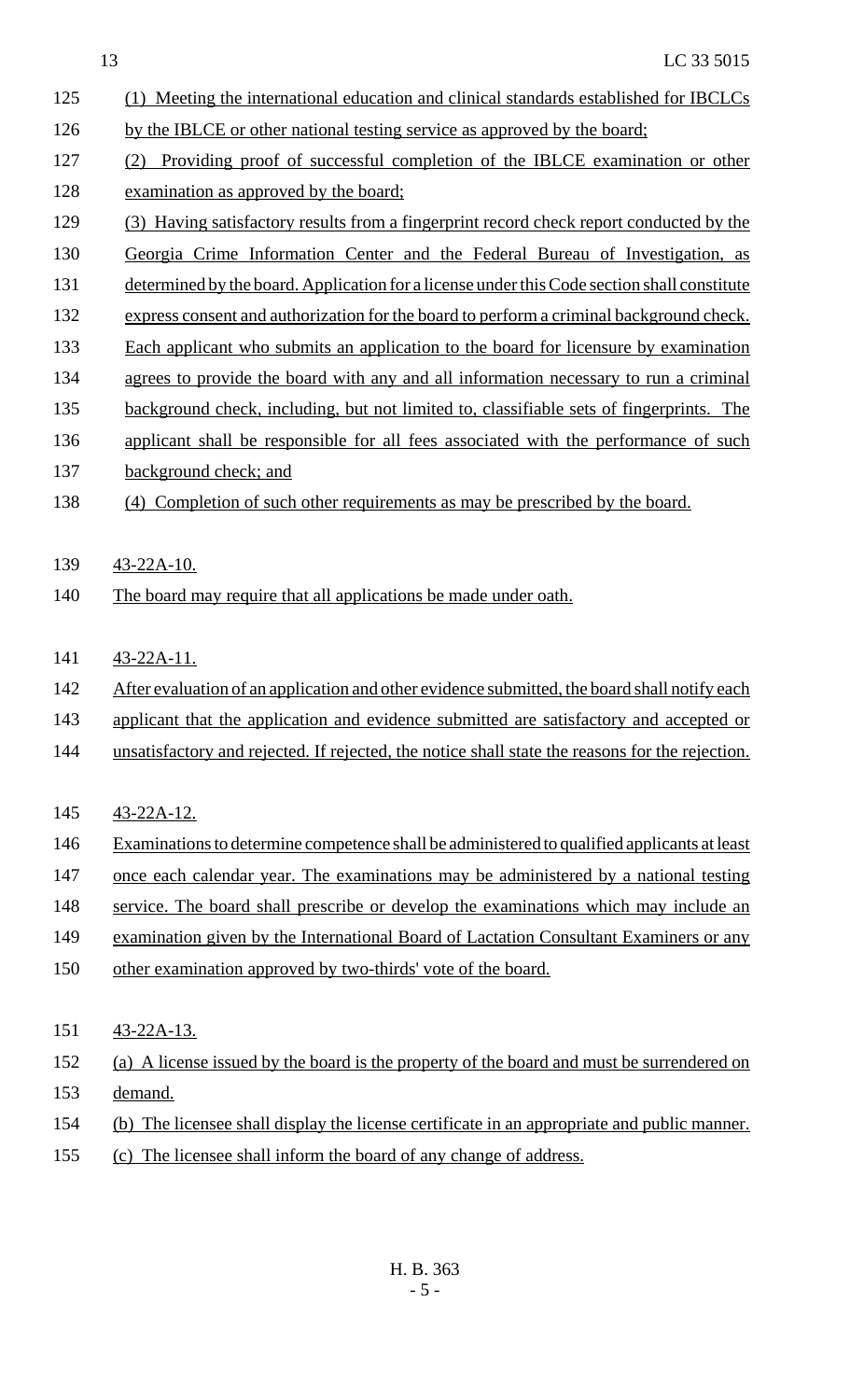(1) Meeting the international education and clinical standards established for IBCLCs by the IBLCE or other national testing service as approved by the board;

(2) Providing proof of successful completion of the IBLCE examination or other examination as approved by the board;

(3) Having satisfactory results from a fingerprint record check report conducted by the Georgia Crime Information Center and the Federal Bureau of Investigation, as determined by the board. Application for a license under this Code section shall constitute express consent and authorization for the board to perform a criminal background check. Each applicant who submits an application to the board for licensure by examination agrees to provide the board with any and all information necessary to run a criminal background check, including, but not limited to, classifiable sets of fingerprints. The applicant shall be responsible for all fees associated with the performance of such background check; and

(4) Completion of such other requirements as may be prescribed by the board.

43-22A-10.

The board may require that all applications be made under oath.

43-22A-11.

After evaluation of an application and other evidence submitted, the board shall notify each applicant that the application and evidence submitted are satisfactory and accepted or unsatisfactory and rejected. If rejected, the notice shall state the reasons for the rejection.

43-22A-12.

Examinations to determine competence shall be administered to qualified applicants at least once each calendar year. The examinations may be administered by a national testing service. The board shall prescribe or develop the examinations which may include an examination given by the International Board of Lactation Consultant Examiners or any other examination approved by two-thirds' vote of the board.

43-22A-13.

(a) A license issued by the board is the property of the board and must be surrendered on demand.

(b) The licensee shall display the license certificate in an appropriate and public manner.

(c) The licensee shall inform the board of any change of address.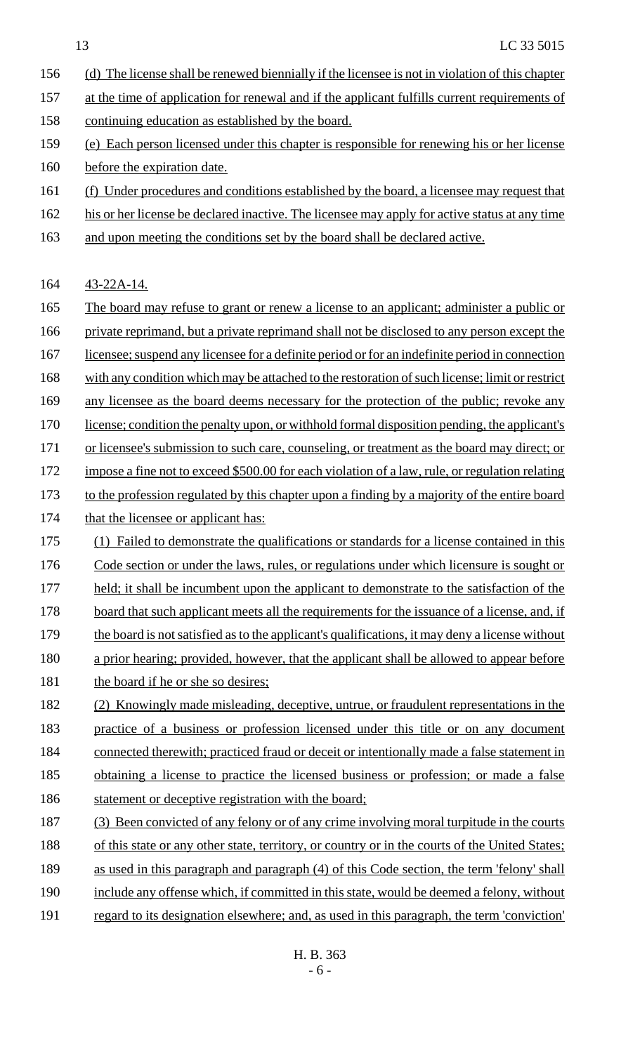(d) The license shall be renewed biennially if the licensee is not in violation of this chapter at the time of application for renewal and if the applicant fulfills current requirements of continuing education as established by the board.

(e) Each person licensed under this chapter is responsible for renewing his or her license before the expiration date.

(f) Under procedures and conditions established by the board, a licensee may request that his or her license be declared inactive. The licensee may apply for active status at any time and upon meeting the conditions set by the board shall be declared active.

43-22A-14.

The board may refuse to grant or renew a license to an applicant; administer a public or private reprimand, but a private reprimand shall not be disclosed to any person except the licensee; suspend any licensee for a definite period or for an indefinite period in connection with any condition which may be attached to the restoration of such license; limit or restrict any licensee as the board deems necessary for the protection of the public; revoke any license; condition the penalty upon, or withhold formal disposition pending, the applicant's or licensee's submission to such care, counseling, or treatment as the board may direct; or impose a fine not to exceed $500.00 for each violation of a law, rule, or regulation relating to the profession regulated by this chapter upon a finding by a majority of the entire board that the licensee or applicant has:

(1) Failed to demonstrate the qualifications or standards for a license contained in this Code section or under the laws, rules, or regulations under which licensure is sought or held; it shall be incumbent upon the applicant to demonstrate to the satisfaction of the board that such applicant meets all the requirements for the issuance of a license, and, if the board is not satisfied as to the applicant's qualifications, it may deny a license without a prior hearing; provided, however, that the applicant shall be allowed to appear before the board if he or she so desires;

(2) Knowingly made misleading, deceptive, untrue, or fraudulent representations in the practice of a business or profession licensed under this title or on any document connected therewith; practiced fraud or deceit or intentionally made a false statement in obtaining a license to practice the licensed business or profession; or made a false statement or deceptive registration with the board;

(3) Been convicted of any felony or of any crime involving moral turpitude in the courts of this state or any other state, territory, or country or in the courts of the United States; as used in this paragraph and paragraph (4) of this Code section, the term 'felony' shall include any offense which, if committed in this state, would be deemed a felony, without regard to its designation elsewhere; and, as used in this paragraph, the term 'conviction'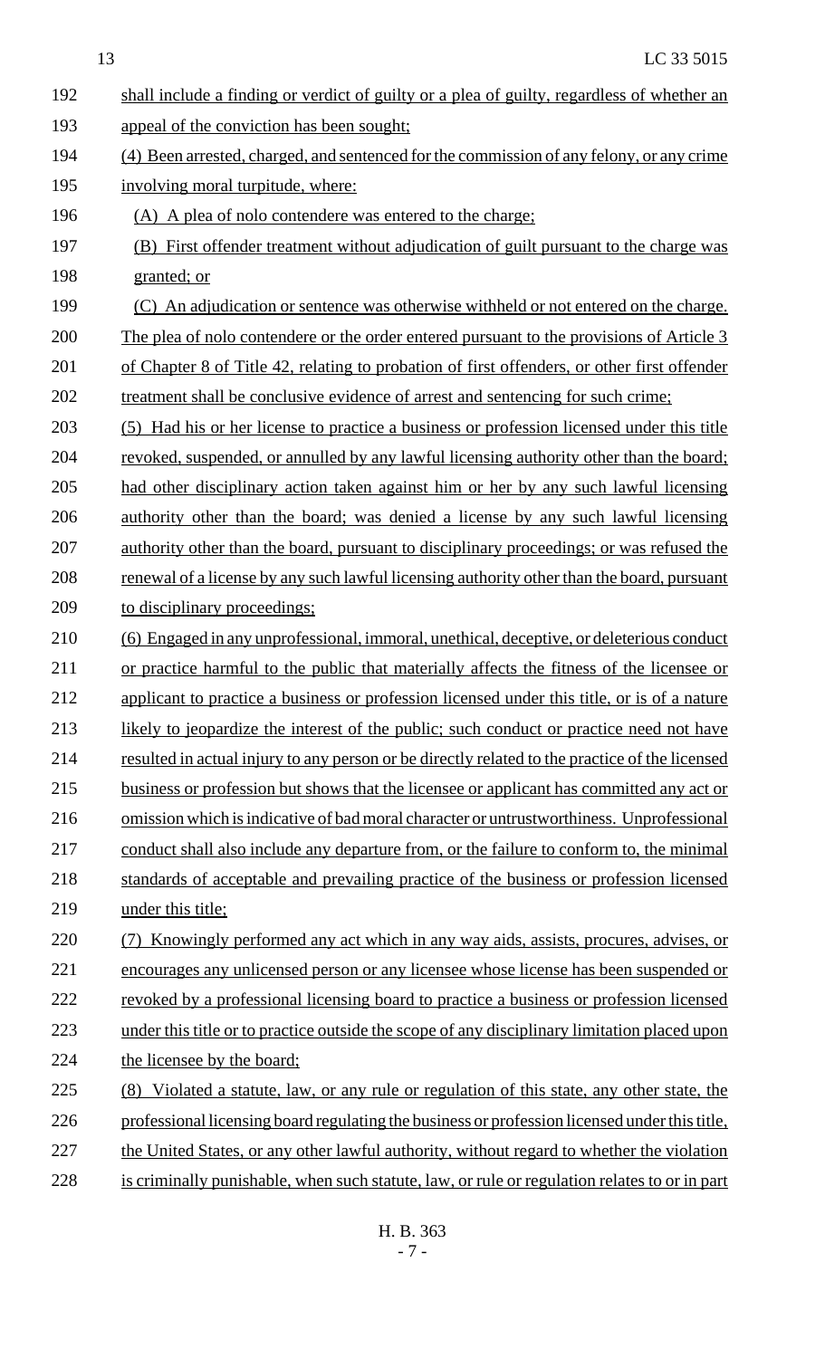shall include a finding or verdict of guilty or a plea of guilty, regardless of whether an appeal of the conviction has been sought;

(4) Been arrested, charged, and sentenced for the commission of any felony, or any crime involving moral turpitude, where:

(A) A plea of nolo contendere was entered to the charge;

(B) First offender treatment without adjudication of guilt pursuant to the charge was granted; or

(C) An adjudication or sentence was otherwise withheld or not entered on the charge.

The plea of nolo contendere or the order entered pursuant to the provisions of Article 3 of Chapter 8 of Title 42, relating to probation of first offenders, or other first offender treatment shall be conclusive evidence of arrest and sentencing for such crime;

(5) Had his or her license to practice a business or profession licensed under this title revoked, suspended, or annulled by any lawful licensing authority other than the board; had other disciplinary action taken against him or her by any such lawful licensing authority other than the board; was denied a license by any such lawful licensing authority other than the board, pursuant to disciplinary proceedings; or was refused the renewal of a license by any such lawful licensing authority other than the board, pursuant to disciplinary proceedings;

(6) Engaged in any unprofessional, immoral, unethical, deceptive, or deleterious conduct or practice harmful to the public that materially affects the fitness of the licensee or applicant to practice a business or profession licensed under this title, or is of a nature likely to jeopardize the interest of the public; such conduct or practice need not have resulted in actual injury to any person or be directly related to the practice of the licensed business or profession but shows that the licensee or applicant has committed any act or omission which is indicative of bad moral character or untrustworthiness. Unprofessional conduct shall also include any departure from, or the failure to conform to, the minimal standards of acceptable and prevailing practice of the business or profession licensed under this title;

(7) Knowingly performed any act which in any way aids, assists, procures, advises, or encourages any unlicensed person or any licensee whose license has been suspended or revoked by a professional licensing board to practice a business or profession licensed under this title or to practice outside the scope of any disciplinary limitation placed upon the licensee by the board;

(8) Violated a statute, law, or any rule or regulation of this state, any other state, the professional licensing board regulating the business or profession licensed under this title, the United States, or any other lawful authority, without regard to whether the violation is criminally punishable, when such statute, law, or rule or regulation relates to or in part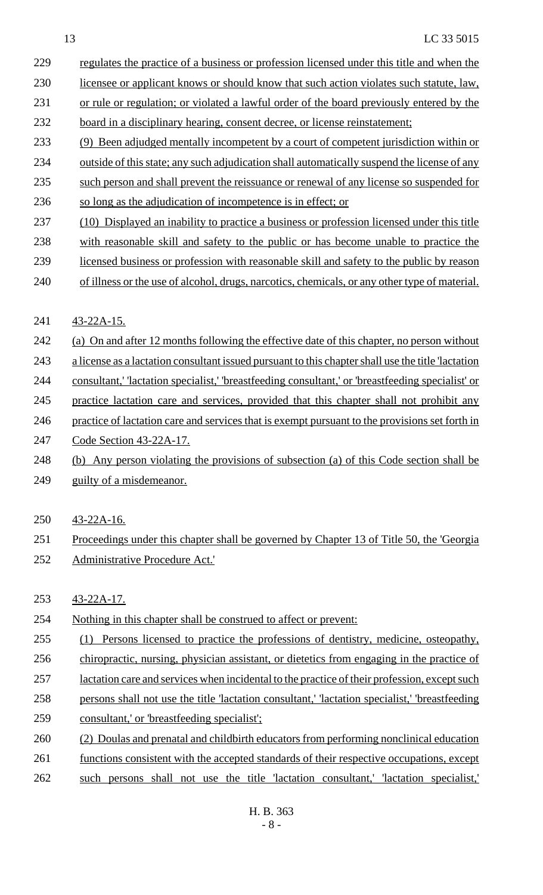regulates the practice of a business or profession licensed under this title and when the licensee or applicant knows or should know that such action violates such statute, law, or rule or regulation; or violated a lawful order of the board previously entered by the board in a disciplinary hearing, consent decree, or license reinstatement;

(9) Been adjudged mentally incompetent by a court of competent jurisdiction within or outside of this state; any such adjudication shall automatically suspend the license of any such person and shall prevent the reissuance or renewal of any license so suspended for so long as the adjudication of incompetence is in effect; or

(10) Displayed an inability to practice a business or profession licensed under this title with reasonable skill and safety to the public or has become unable to practice the licensed business or profession with reasonable skill and safety to the public by reason of illness or the use of alcohol, drugs, narcotics, chemicals, or any other type of material.

43-22A-15.

(a) On and after 12 months following the effective date of this chapter, no person without a license as a lactation consultant issued pursuant to this chapter shall use the title 'lactation consultant,' 'lactation specialist,' 'breastfeeding consultant,' or 'breastfeeding specialist' or practice lactation care and services, provided that this chapter shall not prohibit any practice of lactation care and services that is exempt pursuant to the provisions set forth in Code Section 43-22A-17.

(b) Any person violating the provisions of subsection (a) of this Code section shall be guilty of a misdemeanor.

43-22A-16.

Proceedings under this chapter shall be governed by Chapter 13 of Title 50, the 'Georgia Administrative Procedure Act.'

43-22A-17.

Nothing in this chapter shall be construed to affect or prevent:

(1) Persons licensed to practice the professions of dentistry, medicine, osteopathy, chiropractic, nursing, physician assistant, or dietetics from engaging in the practice of lactation care and services when incidental to the practice of their profession, except such persons shall not use the title 'lactation consultant,' 'lactation specialist,' 'breastfeeding consultant,' or 'breastfeeding specialist';

(2) Doulas and prenatal and childbirth educators from performing nonclinical education functions consistent with the accepted standards of their respective occupations, except such persons shall not use the title 'lactation consultant,' 'lactation specialist,'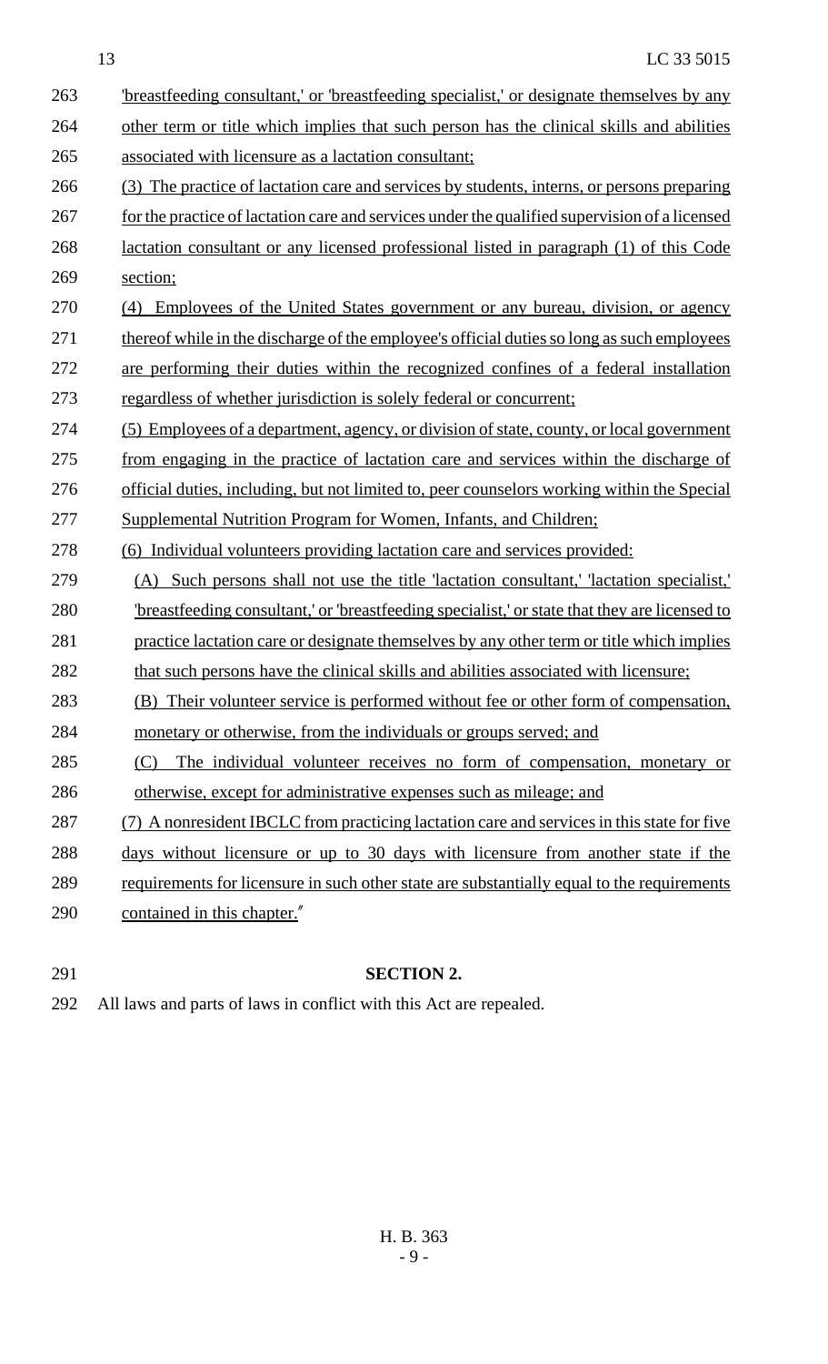'breastfeeding consultant,' or 'breastfeeding specialist,' or designate themselves by any other term or title which implies that such person has the clinical skills and abilities associated with licensure as a lactation consultant;

(3) The practice of lactation care and services by students, interns, or persons preparing for the practice of lactation care and services under the qualified supervision of a licensed lactation consultant or any licensed professional listed in paragraph (1) of this Code section;

(4) Employees of the United States government or any bureau, division, or agency thereof while in the discharge of the employee's official duties so long as such employees are performing their duties within the recognized confines of a federal installation regardless of whether jurisdiction is solely federal or concurrent;

(5) Employees of a department, agency, or division of state, county, or local government from engaging in the practice of lactation care and services within the discharge of official duties, including, but not limited to, peer counselors working within the Special Supplemental Nutrition Program for Women, Infants, and Children;

(6) Individual volunteers providing lactation care and services provided:

(A) Such persons shall not use the title 'lactation consultant,' 'lactation specialist,' 'breastfeeding consultant,' or 'breastfeeding specialist,' state that they are licensed to practice lactation care or designate themselves by any other term or title which implies that such persons have the clinical skills and abilities associated with licensure;

(B) Their volunteer service is performed without fee or other form of compensation, monetary or otherwise, from the individuals or groups served; and

(C) The individual volunteer receives no form of compensation, monetary or otherwise, except for administrative expenses such as mileage; and

(7) A nonresident IBCLC from practicing lactation care and services in this state for five days without licensure or up to 30 days with licensure from another state if the requirements for licensure in such other state are substantially equal to the requirements contained in this chapter."

**SECTION 2.**

All laws and parts of laws in conflict with this Act are repealed.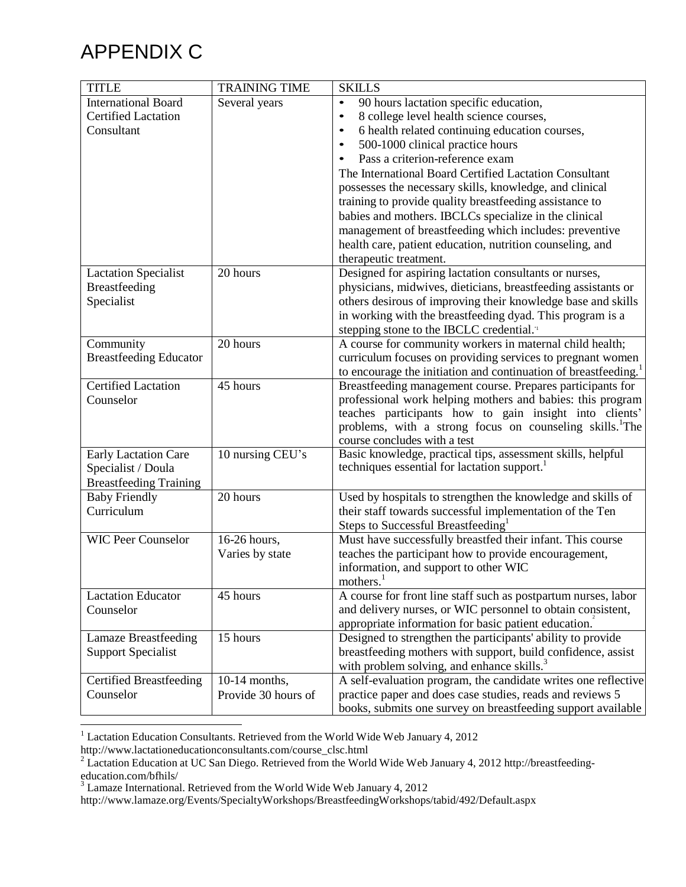# APPENDIX C

| TITLE | TRAINING TIME | SKILLS |
|---|---|---|
| International Board Certified Lactation Consultant | Several years | • 90 hours lactation specific education,<br>• 8 college level health science courses,<br>• 6 health related continuing education courses,<br>• 500-1000 clinical practice hours<br>• Pass a criterion-reference exam<br>The International Board Certified Lactation Consultant possesses the necessary skills, knowledge, and clinical training to provide quality breastfeeding assistance to babies and mothers. IBCLCs specialize in the clinical management of breastfeeding which includes: preventive health care, patient education, nutrition counseling, and therapeutic treatment. |
| Lactation Specialist Breastfeeding Specialist | 20 hours | Designed for aspiring lactation consultants or nurses, physicians, midwives, dieticians, breastfeeding assistants or others desirous of improving their knowledge base and skills in working with the breastfeeding dyad. This program is a stepping stone to the IBCLC credential.[1] |
| Community Breastfeeding Educator | 20 hours | A course for community workers in maternal child health; curriculum focuses on providing services to pregnant women to encourage the initiation and continuation of breastfeeding.[1] |
| Certified Lactation Counselor | 45 hours | Breastfeeding management course. Prepares participants for professional work helping mothers and babies: this program teaches participants how to gain insight into clients' problems, with a strong focus on counseling skills.[1]The course concludes with a test |
| Early Lactation Care Specialist / Doula Breastfeeding Training | 10 nursing CEU's | Basic knowledge, practical tips, assessment skills, helpful techniques essential for lactation support.[1] |
| Baby Friendly Curriculum | 20 hours | Used by hospitals to strengthen the knowledge and skills of their staff towards successful implementation of the Ten Steps to Successful Breastfeeding[1] |
| WIC Peer Counselor | 16-26 hours, Varies by state | Must have successfully breastfed their infant. This course teaches the participant how to provide encouragement, information, and support to other WIC mothers.[1] |
| Lactation Educator Counselor | 45 hours | A course for front line staff such as postpartum nurses, labor and delivery nurses, or WIC personnel to obtain consistent, appropriate information for basic patient education.[2] |
| Lamaze Breastfeeding Support Specialist | 15 hours | Designed to strengthen the participants' ability to provide breastfeeding mothers with support, build confidence, assist with problem solving, and enhance skills.[3] |
| Certified Breastfeeding Counselor | 10-14 months, Provide 30 hours of | A self-evaluation program, the candidate writes one reflective practice paper and does case studies, reads and reviews 5 books, submits one survey on breastfeeding support available |

[1] Lactation Education Consultants. Retrieved from the World Wide Web January 4, 2012 http://www.lactationeducationconsultants.com/course_clsc.html

[2] Lactation Education at UC San Diego. Retrieved from the World Wide Web January 4, 2012 http://breastfeeding-education.com/bfhils/

[3] Lamaze International. Retrieved from the World Wide Web January 4, 2012 http://www.lamaze.org/Events/SpecialtyWorkshops/BreastfeedingWorkshops/tabid/492/Default.aspx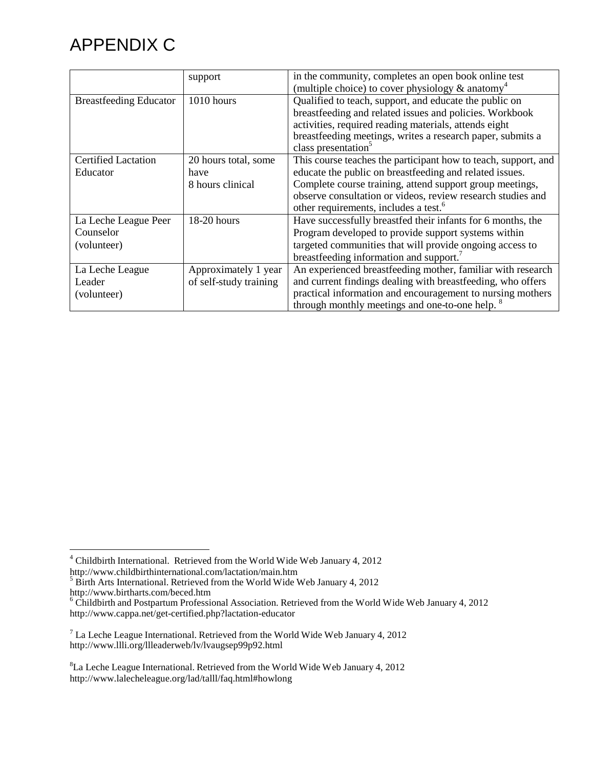# APPENDIX C

| | | |
|---|---|---|
| | support | in the community, completes an open book online test (multiple choice) to cover physiology & anatomy[4] |
| Breastfeeding Educator | 1010 hours | Qualified to teach, support, and educate the public on breastfeeding and related issues and policies. Workbook activities, required reading materials, attends eight breastfeeding meetings, writes a research paper, submits a class presentation[5] |
| Certified Lactation Educator | 20 hours total, some have 8 hours clinical | This course teaches the participant how to teach, support, and educate the public on breastfeeding and related issues. Complete course training, attend support group meetings, observe consultation or videos, review research studies and other requirements, includes a test.[6] |
| La Leche League Peer Counselor (volunteer) | 18-20 hours | Have successfully breastfed their infants for 6 months, the Program developed to provide support systems within targeted communities that will provide ongoing access to breastfeeding information and support.[7] |
| La Leche League Leader (volunteer) | Approximately 1 year of self-study training | An experienced breastfeeding mother, familiar with research and current findings dealing with breastfeeding, who offers practical information and encouragement to nursing mothers through monthly meetings and one-to-one help. [8] |

[4] Childbirth International. Retrieved from the World Wide Web January 4, 2012 http://www.childbirthinternational.com/lactation/main.htm

[5] Birth Arts International. Retrieved from the World Wide Web January 4, 2012 http://www.birtharts.com/beced.htm

[6] Childbirth and Postpartum Professional Association. Retrieved from the World Wide Web January 4, 2012 http://www.cappa.net/get-certified.php?lactation-educator

[7] La Leche League International. Retrieved from the World Wide Web January 4, 2012 http://www.llli.org/llleaderweb/lv/lvaugsep99p92.html

[8] La Leche League International. Retrieved from the World Wide Web January 4, 2012 http://www.lalecheleague.org/lad/talll/faq.html#howlong